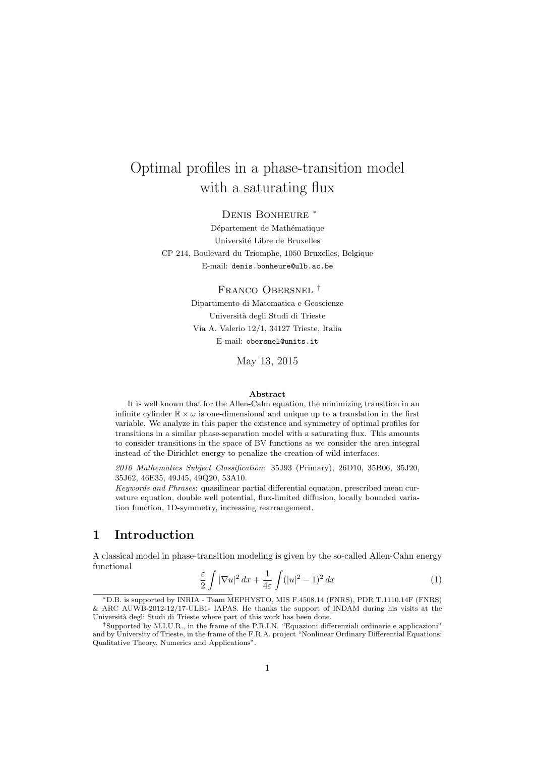# Optimal profiles in a phase-transition model with a saturating flux

Denis Bonheure [*]

Département de Mathématique

Université Libre de Bruxelles

CP 214, Boulevard du Triomphe, 1050 Bruxelles, Belgique

E-mail: denis.bonheure@ulb.ac.be

Franco Obersnel [†]

Dipartimento di Matematica e Geoscienze

Università degli Studi di Trieste

Via A. Valerio 12/1, 34127 Trieste, Italia

E-mail: obersnel@units.it

May 13, 2015

**Abstract**

It is well known that for the Allen-Cahn equation, the minimizing transition in an infinite cylinder $\mathbb{R} \times \omega$ is one-dimensional and unique up to a translation in the first variable. We analyze in this paper the existence and symmetry of optimal profiles for transitions in a similar phase-separation model with a saturating flux. This amounts to consider transitions in the space of BV functions as we consider the area integral instead of the Dirichlet energy to penalize the creation of wild interfaces.

*2010 Mathematics Subject Classification*: 35J93 (Primary), 26D10, 35B06, 35J20, 35J62, 46E35, 49J45, 49Q20, 53A10.

*Keywords and Phrases*: quasilinear partial differential equation, prescribed mean curvature equation, double well potential, flux-limited diffusion, locally bounded variation function, 1D-symmetry, increasing rearrangement.

## 1 Introduction

A classical model in phase-transition modeling is given by the so-called Allen-Cahn energy functional

$$\frac{\varepsilon}{2}\int |\nabla u|^2\,dx + \frac{1}{4\varepsilon}\int (|u|^2-1)^2\,dx \tag{1}$$

[*] D.B. is supported by INRIA - Team MEPHYSTO, MIS F.4508.14 (FNRS), PDR T.1110.14F (FNRS) & ARC AUWB-2012-12/17-ULB1- IAPAS. He thanks the support of INDAM during his visits at the Università degli Studi di Trieste where part of this work has been done.

[†] Supported by M.I.U.R., in the frame of the P.R.I.N. "Equazioni differenziali ordinarie e applicazioni" and by University of Trieste, in the frame of the F.R.A. project "Nonlinear Ordinary Differential Equations: Qualitative Theory, Numerics and Applications".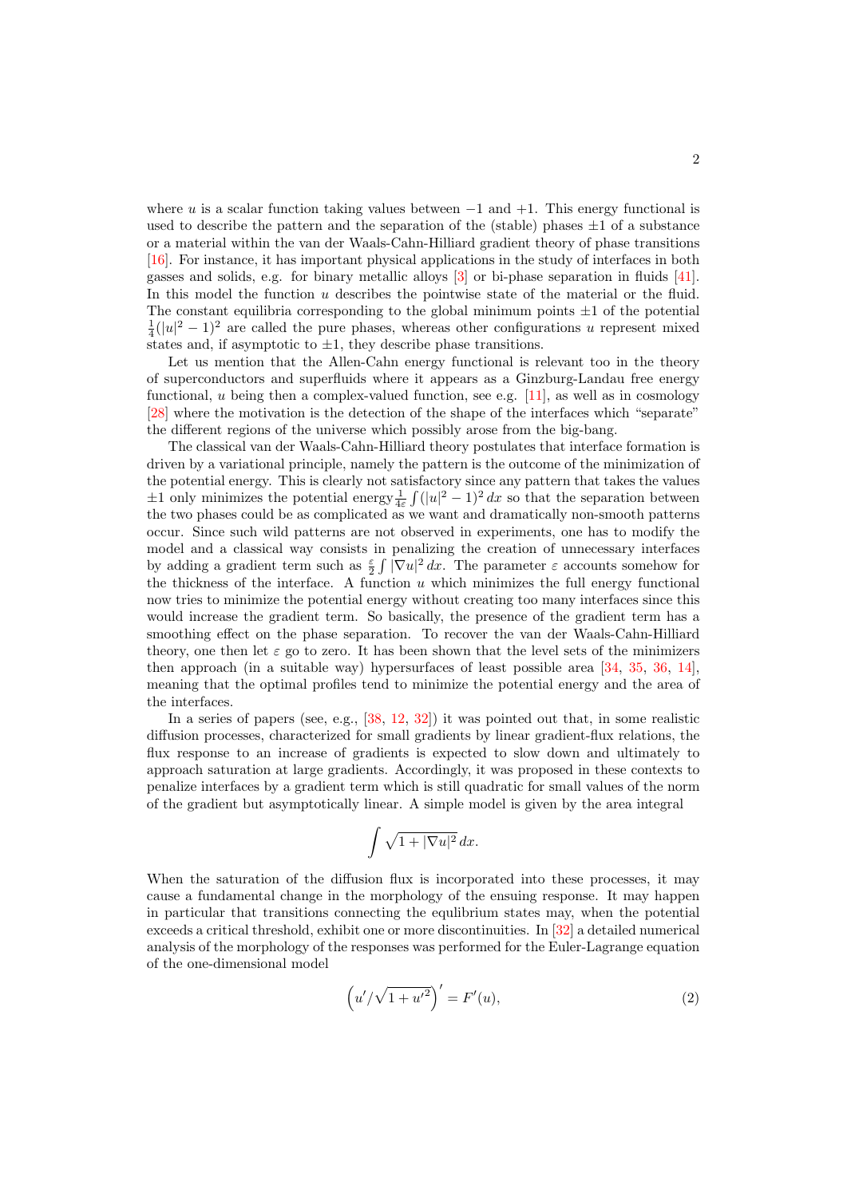where $u$ is a scalar function taking values between $-1$ and $+1$. This energy functional is used to describe the pattern and the separation of the (stable) phases $\pm 1$ of a substance or a material within the van der Waals-Cahn-Hilliard gradient theory of phase transitions [16]. For instance, it has important physical applications in the study of interfaces in both gasses and solids, e.g. for binary metallic alloys [3] or bi-phase separation in fluids [41]. In this model the function $u$ describes the pointwise state of the material or the fluid. The constant equilibria corresponding to the global minimum points $\pm 1$ of the potential $\frac{1}{4}(|u|^2 - 1)^2$ are called the pure phases, whereas other configurations $u$ represent mixed states and, if asymptotic to $\pm 1$, they describe phase transitions.

Let us mention that the Allen-Cahn energy functional is relevant too in the theory of superconductors and superfluids where it appears as a Ginzburg-Landau free energy functional, $u$ being then a complex-valued function, see e.g. [11], as well as in cosmology [28] where the motivation is the detection of the shape of the interfaces which "separate" the different regions of the universe which possibly arose from the big-bang.

The classical van der Waals-Cahn-Hilliard theory postulates that interface formation is driven by a variational principle, namely the pattern is the outcome of the minimization of the potential energy. This is clearly not satisfactory since any pattern that takes the values $\pm 1$ only minimizes the potential energy $\frac{1}{4\varepsilon}\int (|u|^2 - 1)^2\, dx$ so that the separation between the two phases could be as complicated as we want and dramatically non-smooth patterns occur. Since such wild patterns are not observed in experiments, one has to modify the model and a classical way consists in penalizing the creation of unnecessary interfaces by adding a gradient term such as $\frac{\varepsilon}{2}\int |\nabla u|^2\, dx$. The parameter $\varepsilon$ accounts somehow for the thickness of the interface. A function $u$ which minimizes the full energy functional now tries to minimize the potential energy without creating too many interfaces since this would increase the gradient term. So basically, the presence of the gradient term has a smoothing effect on the phase separation. To recover the van der Waals-Cahn-Hilliard theory, one then let $\varepsilon$ go to zero. It has been shown that the level sets of the minimizers then approach (in a suitable way) hypersurfaces of least possible area [34, 35, 36, 14], meaning that the optimal profiles tend to minimize the potential energy and the area of the interfaces.

In a series of papers (see, e.g., [38, 12, 32]) it was pointed out that, in some realistic diffusion processes, characterized for small gradients by linear gradient-flux relations, the flux response to an increase of gradients is expected to slow down and ultimately to approach saturation at large gradients. Accordingly, it was proposed in these contexts to penalize interfaces by a gradient term which is still quadratic for small values of the norm of the gradient but asymptotically linear. A simple model is given by the area integral

$$\int \sqrt{1 + |\nabla u|^2}\, dx.$$

When the saturation of the diffusion flux is incorporated into these processes, it may cause a fundamental change in the morphology of the ensuing response. It may happen in particular that transitions connecting the equlibrium states may, when the potential exceeds a critical threshold, exhibit one or more discontinuities. In [32] a detailed numerical analysis of the morphology of the responses was performed for the Euler-Lagrange equation of the one-dimensional model

$$\left(u'/\sqrt{1 + u'^2}\right)' = F'(u), \tag{2}$$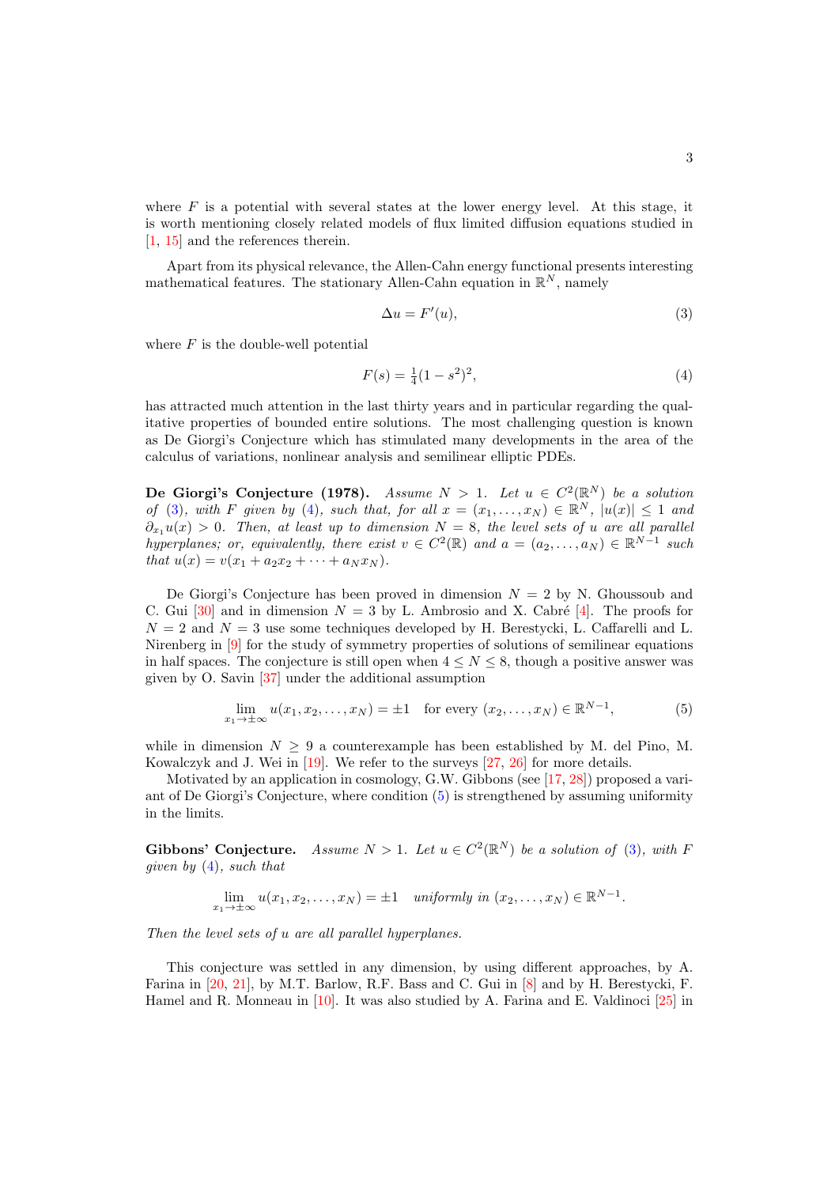where $F$ is a potential with several states at the lower energy level. At this stage, it is worth mentioning closely related models of flux limited diffusion equations studied in [1, 15] and the references therein.

Apart from its physical relevance, the Allen-Cahn energy functional presents interesting mathematical features. The stationary Allen-Cahn equation in $\mathbb{R}^N$, namely

$$\Delta u = F'(u), \tag{3}$$

where $F$ is the double-well potential

$$F(s) = \tfrac{1}{4}(1-s^2)^2, \tag{4}$$

has attracted much attention in the last thirty years and in particular regarding the qualitative properties of bounded entire solutions. The most challenging question is known as De Giorgi's Conjecture which has stimulated many developments in the area of the calculus of variations, nonlinear analysis and semilinear elliptic PDEs.

**De Giorgi's Conjecture (1978).** *Assume $N > 1$. Let $u \in C^2(\mathbb{R}^N)$ be a solution of (3), with $F$ given by (4), such that, for all $x = (x_1, \dots, x_N) \in \mathbb{R}^N$, $|u(x)| \leq 1$ and $\partial_{x_1} u(x) > 0$. Then, at least up to dimension $N = 8$, the level sets of $u$ are all parallel hyperplanes; or, equivalently, there exist $v \in C^2(\mathbb{R})$ and $a = (a_2, \dots, a_N) \in \mathbb{R}^{N-1}$ such that $u(x) = v(x_1 + a_2 x_2 + \cdots + a_N x_N)$.*

De Giorgi's Conjecture has been proved in dimension $N = 2$ by N. Ghoussoub and C. Gui [30] and in dimension $N = 3$ by L. Ambrosio and X. Cabré [4]. The proofs for $N = 2$ and $N = 3$ use some techniques developed by H. Berestycki, L. Caffarelli and L. Nirenberg in [9] for the study of symmetry properties of solutions of semilinear equations in half spaces. The conjecture is still open when $4 \leq N \leq 8$, though a positive answer was given by O. Savin [37] under the additional assumption

$$\lim_{x_1 \to \pm\infty} u(x_1, x_2, \dots, x_N) = \pm 1 \quad \text{for every } (x_2, \dots, x_N) \in \mathbb{R}^{N-1}, \tag{5}$$

while in dimension $N \geq 9$ a counterexample has been established by M. del Pino, M. Kowalczyk and J. Wei in [19]. We refer to the surveys [27, 26] for more details.

Motivated by an application in cosmology, G.W. Gibbons (see [17, 28]) proposed a variant of De Giorgi's Conjecture, where condition (5) is strengthened by assuming uniformity in the limits.

**Gibbons' Conjecture.** *Assume $N > 1$. Let $u \in C^2(\mathbb{R}^N)$ be a solution of (3), with $F$ given by (4), such that*

$$\lim_{x_1 \to \pm\infty} u(x_1, x_2, \dots, x_N) = \pm 1 \quad \textit{uniformly in } (x_2, \dots, x_N) \in \mathbb{R}^{N-1}.$$

*Then the level sets of $u$ are all parallel hyperplanes.*

This conjecture was settled in any dimension, by using different approaches, by A. Farina in [20, 21], by M.T. Barlow, R.F. Bass and C. Gui in [8] and by H. Berestycki, F. Hamel and R. Monneau in [10]. It was also studied by A. Farina and E. Valdinoci [25] in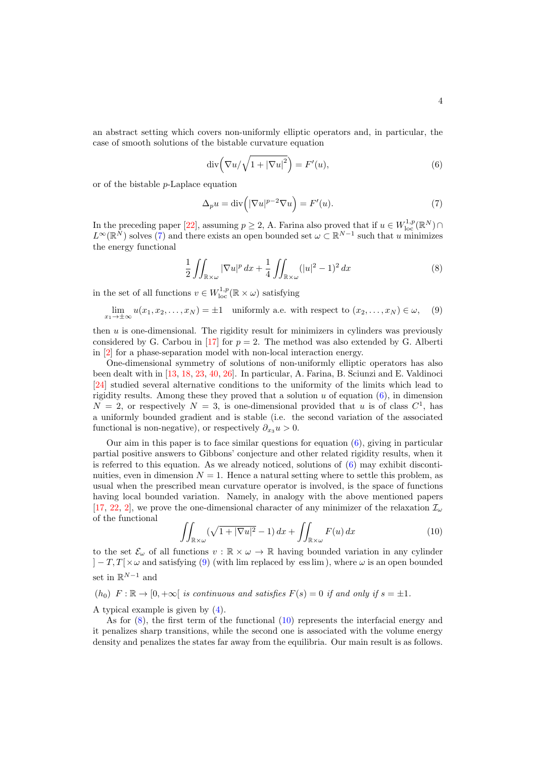an abstract setting which covers non-uniformly elliptic operators and, in particular, the case of smooth solutions of the bistable curvature equation

$$\operatorname{div}\Big(\nabla u/\sqrt{1+|\nabla u|^2}\Big) = F'(u), \tag{6}$$

or of the bistable $p$-Laplace equation

$$\Delta_p u = \operatorname{div}\Big(|\nabla u|^{p-2}\nabla u\Big) = F'(u). \tag{7}$$

In the preceding paper [22], assuming $p \geq 2$, A. Farina also proved that if $u \in W^{1,p}_{\mathrm{loc}}(\mathbb{R}^N) \cap L^\infty(\mathbb{R}^N)$ solves (7) and there exists an open bounded set $\omega \subset \mathbb{R}^{N-1}$ such that $u$ minimizes the energy functional

$$\frac{1}{2}\iint_{\mathbb{R}\times\omega} |\nabla u|^p \, dx + \frac{1}{4}\iint_{\mathbb{R}\times\omega} (|u|^2-1)^2 \, dx \tag{8}$$

in the set of all functions $v \in W^{1,p}_{\mathrm{loc}}(\mathbb{R}\times\omega)$ satisfying

$$\lim_{x_1\to\pm\infty} u(x_1, x_2, \ldots, x_N) = \pm 1 \quad \text{uniformly a.e. with respect to } (x_2, \ldots, x_N) \in \omega, \tag{9}$$

then $u$ is one-dimensional. The rigidity result for minimizers in cylinders was previously considered by G. Carbou in [17] for $p = 2$. The method was also extended by G. Alberti in [2] for a phase-separation model with non-local interaction energy.

One-dimensional symmetry of solutions of non-uniformly elliptic operators has also been dealt with in [13, 18, 23, 40, 26]. In particular, A. Farina, B. Sciunzi and E. Valdinoci [24] studied several alternative conditions to the uniformity of the limits which lead to rigidity results. Among these they proved that a solution $u$ of equation (6), in dimension $N = 2$, or respectively $N = 3$, is one-dimensional provided that $u$ is of class $C^1$, has a uniformly bounded gradient and is stable (i.e. the second variation of the associated functional is non-negative), or respectively $\partial_{x_3} u > 0$.

Our aim in this paper is to face similar questions for equation (6), giving in particular partial positive answers to Gibbons' conjecture and other related rigidity results, when it is referred to this equation. As we already noticed, solutions of (6) may exhibit discontinuities, even in dimension $N = 1$. Hence a natural setting where to settle this problem, as usual when the prescribed mean curvature operator is involved, is the space of functions having local bounded variation. Namely, in analogy with the above mentioned papers [17, 22, 2], we prove the one-dimensional character of any minimizer of the relaxation $\mathcal{I}_\omega$ of the functional

$$\iint_{\mathbb{R}\times\omega} (\sqrt{1+|\nabla u|^2} - 1) \, dx + \iint_{\mathbb{R}\times\omega} F(u) \, dx \tag{10}$$

to the set $\mathcal{E}_\omega$ of all functions $v : \mathbb{R}\times\omega \to \mathbb{R}$ having bounded variation in any cylinder $]-T, T[\times\omega$ and satisfying (9) (with lim replaced by ess lim), where $\omega$ is an open bounded set in $\mathbb{R}^{N-1}$ and

$(h_0)$ $F : \mathbb{R} \to [0, +\infty[$ *is continuous and satisfies* $F(s) = 0$ *if and only if* $s = \pm 1$.

A typical example is given by (4).

As for (8), the first term of the functional (10) represents the interfacial energy and it penalizes sharp transitions, while the second one is associated with the volume energy density and penalizes the states far away from the equilibria. Our main result is as follows.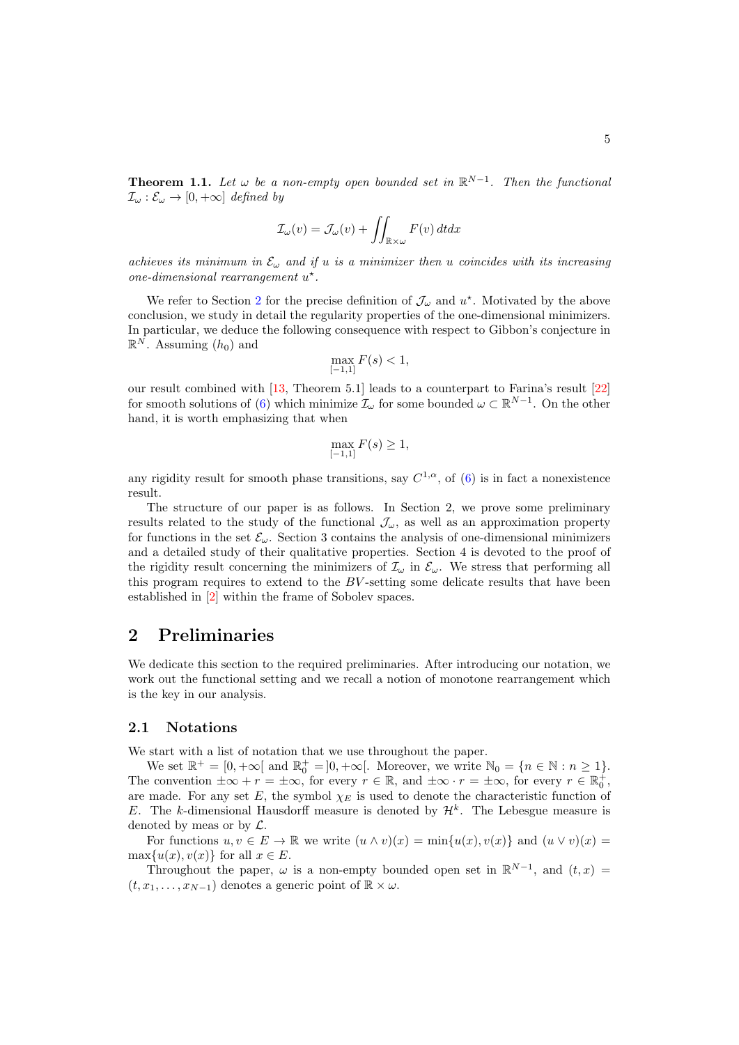**Theorem 1.1.** *Let $\omega$ be a non-empty open bounded set in $\mathbb{R}^{N-1}$. Then the functional $\mathcal{I}_\omega : \mathcal{E}_\omega \to [0, +\infty]$ defined by*

$$\mathcal{I}_\omega(v) = \mathcal{J}_\omega(v) + \iint_{\mathbb{R}\times\omega} F(v)\, dt dx$$

*achieves its minimum in $\mathcal{E}_\omega$ and if $u$ is a minimizer then $u$ coincides with its increasing one-dimensional rearrangement $u^\star$.*

We refer to Section 2 for the precise definition of $\mathcal{J}_\omega$ and $u^\star$. Motivated by the above conclusion, we study in detail the regularity properties of the one-dimensional minimizers. In particular, we deduce the following consequence with respect to Gibbon's conjecture in $\mathbb{R}^N$. Assuming $(h_0)$ and

$$\max_{[-1,1]} F(s) < 1,$$

our result combined with [13, Theorem 5.1] leads to a counterpart to Farina's result [22] for smooth solutions of (6) which minimize $\mathcal{I}_\omega$ for some bounded $\omega \subset \mathbb{R}^{N-1}$. On the other hand, it is worth emphasizing that when

$$\max_{[-1,1]} F(s) \geq 1,$$

any rigidity result for smooth phase transitions, say $C^{1,\alpha}$, of (6) is in fact a nonexistence result.

The structure of our paper is as follows. In Section 2, we prove some preliminary results related to the study of the functional $\mathcal{J}_\omega$, as well as an approximation property for functions in the set $\mathcal{E}_\omega$. Section 3 contains the analysis of one-dimensional minimizers and a detailed study of their qualitative properties. Section 4 is devoted to the proof of the rigidity result concerning the minimizers of $\mathcal{I}_\omega$ in $\mathcal{E}_\omega$. We stress that performing all this program requires to extend to the $BV$-setting some delicate results that have been established in [2] within the frame of Sobolev spaces.

# 2 Preliminaries

We dedicate this section to the required preliminaries. After introducing our notation, we work out the functional setting and we recall a notion of monotone rearrangement which is the key in our analysis.

## 2.1 Notations

We start with a list of notation that we use throughout the paper.

We set $\mathbb{R}^+ = [0, +\infty[$ and $\mathbb{R}_0^+ = ]0, +\infty[$. Moreover, we write $\mathbb{N}_0 = \{n \in \mathbb{N} : n \geq 1\}$. The convention $\pm\infty + r = \pm\infty$, for every $r \in \mathbb{R}$, and $\pm\infty \cdot r = \pm\infty$, for every $r \in \mathbb{R}_0^+$, are made. For any set $E$, the symbol $\chi_E$ is used to denote the characteristic function of $E$. The $k$-dimensional Hausdorff measure is denoted by $\mathcal{H}^k$. The Lebesgue measure is denoted by meas or by $\mathcal{L}$.

For functions $u, v \in E \to \mathbb{R}$ we write $(u \wedge v)(x) = \min\{u(x), v(x)\}$ and $(u \vee v)(x) = \max\{u(x), v(x)\}$ for all $x \in E$.

Throughout the paper, $\omega$ is a non-empty bounded open set in $\mathbb{R}^{N-1}$, and $(t, x) = (t, x_1, \ldots, x_{N-1})$ denotes a generic point of $\mathbb{R} \times \omega$.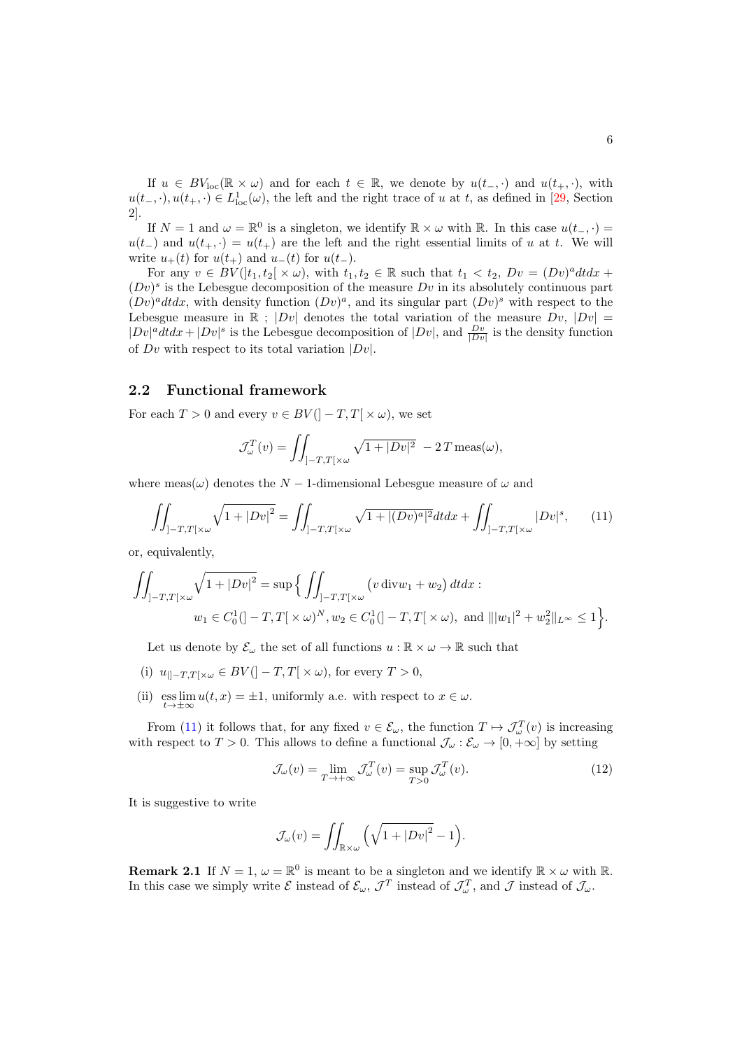If $u \in BV_{\rm loc}(\mathbb{R} \times \omega)$ and for each $t \in \mathbb{R}$, we denote by $u(t_-,\cdot)$ and $u(t_+,\cdot)$, with $u(t_-,\cdot), u(t_+,\cdot) \in L^1_{\rm loc}(\omega)$, the left and the right trace of $u$ at $t$, as defined in [29, Section 2].

If $N = 1$ and $\omega = \mathbb{R}^0$ is a singleton, we identify $\mathbb{R} \times \omega$ with $\mathbb{R}$. In this case $u(t_-,\cdot) = u(t_-)$ and $u(t_+,\cdot) = u(t_+)$ are the left and the right essential limits of $u$ at $t$. We will write $u_+(t)$ for $u(t_+)$ and $u_-(t)$ for $u(t_-)$.

For any $v \in BV(]t_1,t_2[\times \omega)$, with $t_1,t_2 \in \mathbb{R}$ such that $t_1 < t_2$, $Dv = (Dv)^a dtdx + (Dv)^s$ is the Lebesgue decomposition of the measure $Dv$ in its absolutely continuous part $(Dv)^a dtdx$, with density function $(Dv)^a$, and its singular part $(Dv)^s$ with respect to the Lebesgue measure in $\mathbb{R}$ ; $|Dv|$ denotes the total variation of the measure $Dv$, $|Dv| = |Dv|^a dtdx + |Dv|^s$ is the Lebesgue decomposition of $|Dv|$, and $\frac{Dv}{|Dv|}$ is the density function of $Dv$ with respect to its total variation $|Dv|$.

## 2.2 Functional framework

For each $T > 0$ and every $v \in BV(]-T,T[\times \omega)$, we set

$$\mathcal{J}^T_\omega(v) = \iint_{]-T,T[\times\omega} \sqrt{1+|Dv|^2} \; - 2\,T\,\mathrm{meas}(\omega),$$

where $\mathrm{meas}(\omega)$ denotes the $N-1$-dimensional Lebesgue measure of $\omega$ and

$$\iint_{]-T,T[\times\omega} \sqrt{1+|Dv|^2} = \iint_{]-T,T[\times\omega} \sqrt{1+|(Dv)^a|^2} dtdx + \iint_{]-T,T[\times\omega} |Dv|^s, \tag{11}$$

or, equivalently,

$$\iint_{]-T,T[\times\omega} \sqrt{1+|Dv|^2} = \sup\Big\{ \iint_{]-T,T[\times\omega} \big(v\,\mathrm{div} w_1 + w_2\big)\,dtdx : \\ w_1 \in C^1_0(]-T,T[\times\omega)^N, w_2 \in C^1_0(]-T,T[\times\omega), \text{ and } \||w_1|^2 + w_2^2\|_{L^\infty} \le 1\Big\}.$$

Let us denote by $\mathcal{E}_\omega$ the set of all functions $u : \mathbb{R}\times\omega \to \mathbb{R}$ such that

(i) $u_{|]-T,T[\times\omega} \in BV(]-T,T[\times\omega)$, for every $T > 0$,

(ii) $\operatorname*{ess\,lim}_{t\to\pm\infty} u(t,x) = \pm 1$, uniformly a.e. with respect to $x \in \omega$.

From (11) it follows that, for any fixed $v \in \mathcal{E}_\omega$, the function $T \mapsto \mathcal{J}^T_\omega(v)$ is increasing with respect to $T > 0$. This allows to define a functional $\mathcal{J}_\omega : \mathcal{E}_\omega \to [0,+\infty]$ by setting

$$\mathcal{J}_\omega(v) = \lim_{T\to+\infty} \mathcal{J}^T_\omega(v) = \sup_{T>0} \mathcal{J}^T_\omega(v). \tag{12}$$

It is suggestive to write

$$\mathcal{J}_\omega(v) = \iint_{\mathbb{R}\times\omega} \Big(\sqrt{1+|Dv|^2} - 1\Big).$$

**Remark 2.1** If $N = 1$, $\omega = \mathbb{R}^0$ is meant to be a singleton and we identify $\mathbb{R}\times\omega$ with $\mathbb{R}$. In this case we simply write $\mathcal{E}$ instead of $\mathcal{E}_\omega$, $\mathcal{J}^T$ instead of $\mathcal{J}^T_\omega$, and $\mathcal{J}$ instead of $\mathcal{J}_\omega$.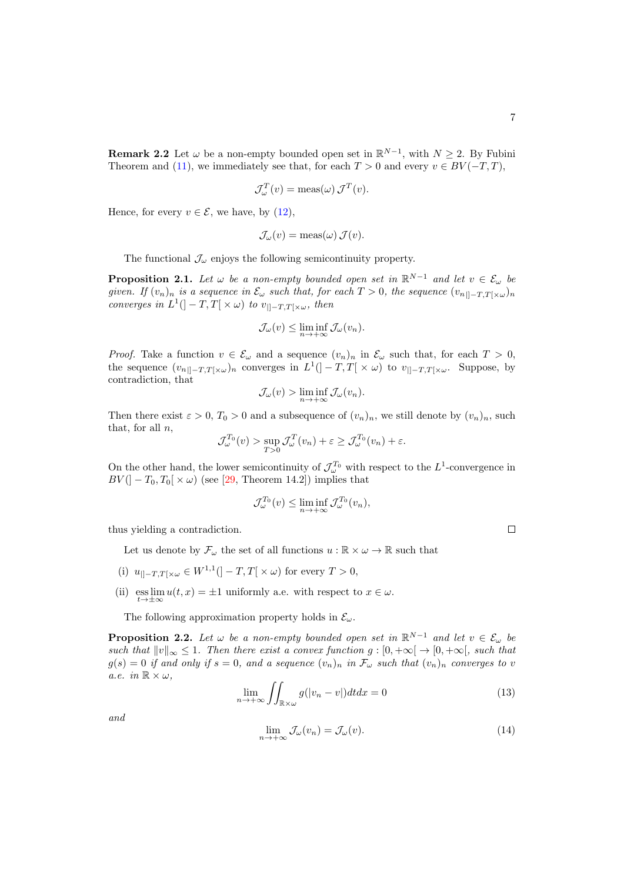**Remark 2.2** Let $\omega$ be a non-empty bounded open set in $\mathbb{R}^{N-1}$, with $N \geq 2$. By Fubini Theorem and (11), we immediately see that, for each $T > 0$ and every $v \in BV(-T, T)$,

$$\mathcal{J}_\omega^T(v) = \operatorname{meas}(\omega)\, \mathcal{J}^T(v).$$

Hence, for every $v \in \mathcal{E}$, we have, by (12),

$$\mathcal{J}_\omega(v) = \operatorname{meas}(\omega)\, \mathcal{J}(v).$$

The functional $\mathcal{J}_\omega$ enjoys the following semicontinuity property.

**Proposition 2.1.** *Let $\omega$ be a non-empty bounded open set in $\mathbb{R}^{N-1}$ and let $v \in \mathcal{E}_\omega$ be given. If $(v_n)_n$ is a sequence in $\mathcal{E}_\omega$ such that, for each $T > 0$, the sequence $(v_{n|]-T,T[\times\omega})_n$ converges in $L^1(]-T,T[\times\omega)$ to $v_{|]-T,T[\times\omega}$, then*

$$\mathcal{J}_\omega(v) \leq \liminf_{n\to+\infty} \mathcal{J}_\omega(v_n).$$

*Proof.* Take a function $v \in \mathcal{E}_\omega$ and a sequence $(v_n)_n$ in $\mathcal{E}_\omega$ such that, for each $T > 0$, the sequence $(v_{n|]-T,T[\times\omega})_n$ converges in $L^1(]-T,T[\times\omega)$ to $v_{|]-T,T[\times\omega}$. Suppose, by contradiction, that

$$\mathcal{J}_\omega(v) > \liminf_{n\to+\infty} \mathcal{J}_\omega(v_n).$$

Then there exist $\varepsilon > 0$, $T_0 > 0$ and a subsequence of $(v_n)_n$, we still denote by $(v_n)_n$, such that, for all $n$,

$$\mathcal{J}_\omega^{T_0}(v) > \sup_{T>0} \mathcal{J}_\omega^T(v_n) + \varepsilon \geq \mathcal{J}_\omega^{T_0}(v_n) + \varepsilon.$$

On the other hand, the lower semicontinuity of $\mathcal{J}_\omega^{T_0}$ with respect to the $L^1$-convergence in $BV(]-T_0,T_0[\times\omega)$ (see [29, Theorem 14.2]) implies that

$$\mathcal{J}_\omega^{T_0}(v) \leq \liminf_{n\to+\infty} \mathcal{J}_\omega^{T_0}(v_n),$$

thus yielding a contradiction. $\square$

Let us denote by $\mathcal{F}_\omega$ the set of all functions $u : \mathbb{R}\times\omega \to \mathbb{R}$ such that

(i) $u_{|]-T,T[\times\omega} \in W^{1,1}(]-T,T[\times\omega)$ for every $T > 0$,

(ii) $\operatorname*{ess\,lim}_{t\to\pm\infty} u(t,x) = \pm 1$ uniformly a.e. with respect to $x \in \omega$.

The following approximation property holds in $\mathcal{E}_\omega$.

**Proposition 2.2.** *Let $\omega$ be a non-empty bounded open set in $\mathbb{R}^{N-1}$ and let $v \in \mathcal{E}_\omega$ be such that $\|v\|_\infty \leq 1$. Then there exist a convex function $g : [0,+\infty[ \to [0,+\infty[$, such that $g(s) = 0$ if and only if $s = 0$, and a sequence $(v_n)_n$ in $\mathcal{F}_\omega$ such that $(v_n)_n$ converges to $v$ a.e. in $\mathbb{R}\times\omega$,*

$$\lim_{n\to+\infty} \iint_{\mathbb{R}\times\omega} g(|v_n - v|)\,dtdx = 0 \tag{13}$$

*and*

$$\lim_{n\to+\infty} \mathcal{J}_\omega(v_n) = \mathcal{J}_\omega(v). \tag{14}$$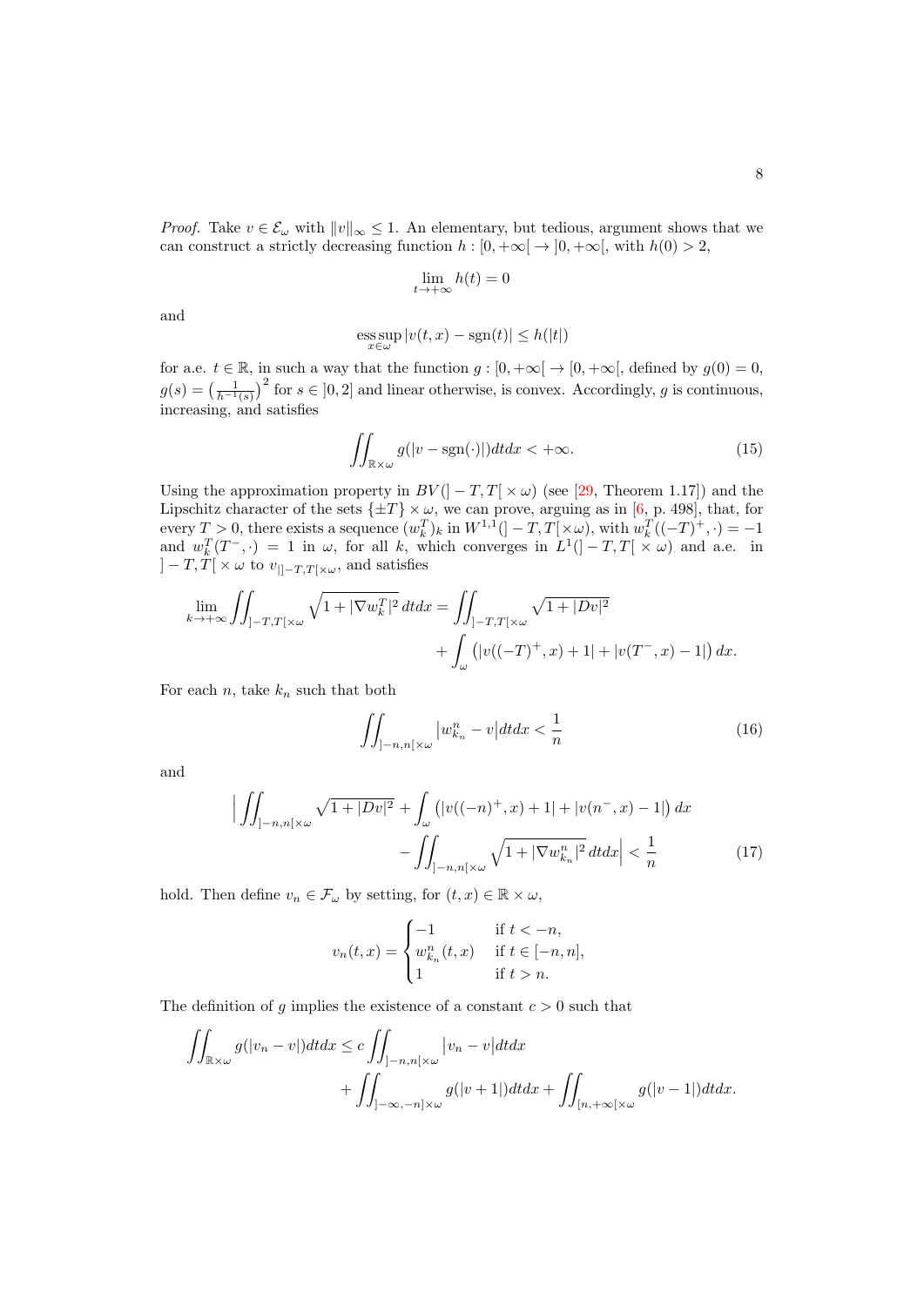*Proof.* Take $v \in \mathcal{E}_\omega$ with $\|v\|_\infty \le 1$. An elementary, but tedious, argument shows that we can construct a strictly decreasing function $h : [0, +\infty[ \to ]0, +\infty[$, with $h(0) > 2$,

$$\lim_{t\to+\infty} h(t) = 0$$

and

$$\operatorname*{ess\,sup}_{x\in\omega} |v(t,x) - \operatorname{sgn}(t)| \le h(|t|)$$

for a.e. $t \in \mathbb{R}$, in such a way that the function $g : [0, +\infty[ \to [0, +\infty[$, defined by $g(0) = 0$, $g(s) = \left(\frac{1}{h^{-1}(s)}\right)^2$ for $s \in ]0, 2]$ and linear otherwise, is convex. Accordingly, $g$ is continuous, increasing, and satisfies

$$\iint_{\mathbb{R}\times\omega} g(|v - \operatorname{sgn}(\cdot)|)dtdx < +\infty. \tag{15}$$

Using the approximation property in $BV(]-T, T[ \times \omega)$ (see [29, Theorem 1.17]) and the Lipschitz character of the sets $\{\pm T\} \times \omega$, we can prove, arguing as in [6, p. 498], that, for every $T > 0$, there exists a sequence $(w_k^T)_k$ in $W^{1,1}(]-T, T[\times\omega)$, with $w_k^T((-T)^+, \cdot) = -1$ and $w_k^T(T^-, \cdot) = 1$ in $\omega$, for all $k$, which converges in $L^1(]-T, T[ \times \omega)$ and a.e. in $]-T, T[ \times \omega$ to $v_{|]-T,T[\times\omega}$, and satisfies

$$\begin{aligned}\lim_{k\to+\infty} \iint_{]-T,T[\times\omega} \sqrt{1 + |\nabla w_k^T|^2}\, dtdx = \iint_{]-T,T[\times\omega} &\sqrt{1 + |Dv|^2} \\ &+ \int_\omega \left(|v((-T)^+, x) + 1| + |v(T^-, x) - 1|\right) dx.\end{aligned}$$

For each $n$, take $k_n$ such that both

$$\iint_{]-n,n[\times\omega} \left|w_{k_n}^n - v\right| dtdx < \frac{1}{n} \tag{16}$$

and

$$\begin{aligned}\Big| \iint_{]-n,n[\times\omega} \sqrt{1 + |Dv|^2} + \int_\omega \left(|v((-n)^+, x) + 1| + |v(n^-, x) - 1|\right) dx \\ - \iint_{]-n,n[\times\omega} \sqrt{1 + |\nabla w_{k_n}^n|^2}\, dtdx \Big| < \frac{1}{n}\end{aligned} \tag{17}$$

hold. Then define $v_n \in \mathcal{F}_\omega$ by setting, for $(t, x) \in \mathbb{R} \times \omega$,

$$v_n(t, x) = \begin{cases} -1 & \text{if } t < -n, \\ w_{k_n}^n(t, x) & \text{if } t \in [-n, n], \\ 1 & \text{if } t > n. \end{cases}$$

The definition of $g$ implies the existence of a constant $c > 0$ such that

$$\begin{aligned}\iint_{\mathbb{R}\times\omega} g(|v_n - v|)dtdx \le c \iint_{]-n,n[\times\omega} &\left|v_n - v\right| dtdx \\ &+ \iint_{]-\infty,-n]\times\omega} g(|v + 1|)dtdx + \iint_{[n,+\infty[\times\omega} g(|v - 1|)dtdx.\end{aligned}$$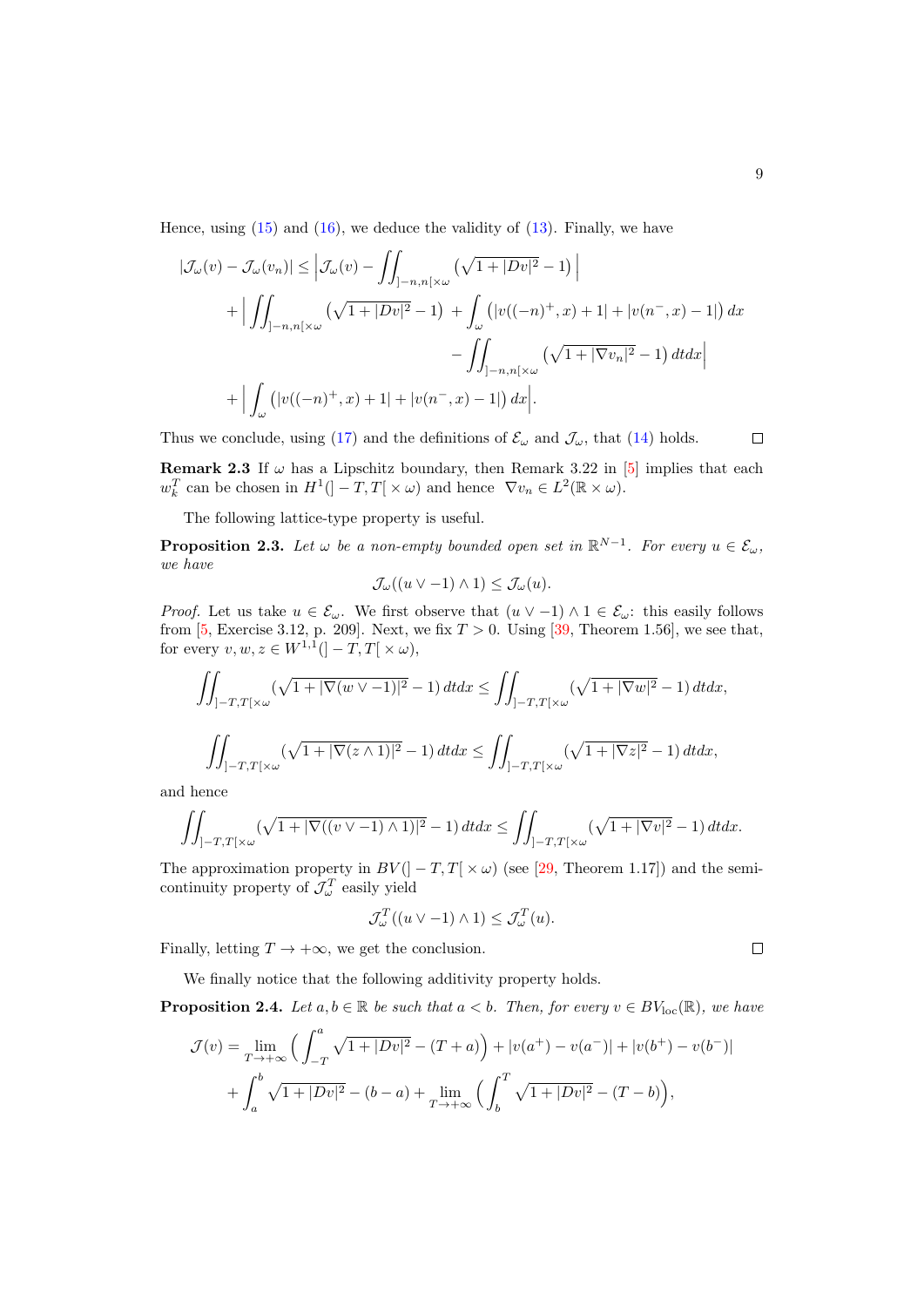Hence, using (15) and (16), we deduce the validity of (13). Finally, we have

$$
\begin{aligned}
|\mathcal{J}_\omega(v) - \mathcal{J}_\omega(v_n)| \le \Big|\mathcal{J}_\omega(v) - \iint_{]-n,n[\times\omega} \big(\sqrt{1+|Dv|^2}-1\big)\Big| \\
+ \Big| \iint_{]-n,n[\times\omega} \big(\sqrt{1+|Dv|^2}-1\big) + \int_\omega \big(|v((-n)^+,x)+1| + |v(n^-,x)-1|\big)\, dx \\
- \iint_{]-n,n[\times\omega} \big(\sqrt{1+|\nabla v_n|^2}-1\big)\, dtdx\Big| \\
+ \Big| \int_\omega \big(|v((-n)^+,x)+1| + |v(n^-,x)-1|\big)\, dx\Big|.
\end{aligned}
$$

Thus we conclude, using (17) and the definitions of $\mathcal{E}_\omega$ and $\mathcal{J}_\omega$, that (14) holds. $\square$

**Remark 2.3** If $\omega$ has a Lipschitz boundary, then Remark 3.22 in [5] implies that each $w_k^T$ can be chosen in $H^1(]-T,T[\times\omega)$ and hence $\nabla v_n \in L^2(\mathbb{R}\times\omega)$.

The following lattice-type property is useful.

**Proposition 2.3.** *Let $\omega$ be a non-empty bounded open set in $\mathbb{R}^{N-1}$. For every $u \in \mathcal{E}_\omega$, we have*

$$
\mathcal{J}_\omega((u \vee -1) \wedge 1) \le \mathcal{J}_\omega(u).
$$

*Proof.* Let us take $u \in \mathcal{E}_\omega$. We first observe that $(u \vee -1) \wedge 1 \in \mathcal{E}_\omega$: this easily follows from [5, Exercise 3.12, p. 209]. Next, we fix $T>0$. Using [39, Theorem 1.56], we see that, for every $v, w, z \in W^{1,1}(]-T,T[\times\omega)$,

$$
\iint_{]-T,T[\times\omega} (\sqrt{1+|\nabla(w\vee -1)|^2}-1)\, dtdx \le \iint_{]-T,T[\times\omega} (\sqrt{1+|\nabla w|^2}-1)\, dtdx,
$$

$$
\iint_{]-T,T[\times\omega} (\sqrt{1+|\nabla(z\wedge 1)|^2}-1)\, dtdx \le \iint_{]-T,T[\times\omega} (\sqrt{1+|\nabla z|^2}-1)\, dtdx,
$$

and hence

$$
\iint_{]-T,T[\times\omega} (\sqrt{1+|\nabla((v\vee -1)\wedge 1)|^2}-1)\, dtdx \le \iint_{]-T,T[\times\omega} (\sqrt{1+|\nabla v|^2}-1)\, dtdx.
$$

The approximation property in $BV(]-T,T[\times\omega)$ (see [29, Theorem 1.17]) and the semicontinuity property of $\mathcal{J}_\omega^T$ easily yield

$$
\mathcal{J}_\omega^T((u\vee -1)\wedge 1) \le \mathcal{J}_\omega^T(u).
$$

Finally, letting $T\to+\infty$, we get the conclusion. $\square$

We finally notice that the following additivity property holds.

**Proposition 2.4.** *Let $a, b \in \mathbb{R}$ be such that $a<b$. Then, for every $v \in BV_{\rm loc}(\mathbb{R})$, we have*

$$
\begin{aligned}
\mathcal{J}(v) = \lim_{T\to+\infty} \Big(\int_{-T}^a \sqrt{1+|Dv|^2} - (T+a)\Big) + |v(a^+)-v(a^-)| + |v(b^+)-v(b^-)| \\
+ \int_a^b \sqrt{1+|Dv|^2} - (b-a) + \lim_{T\to+\infty} \Big(\int_b^T \sqrt{1+|Dv|^2} - (T-b)\Big),
\end{aligned}
$$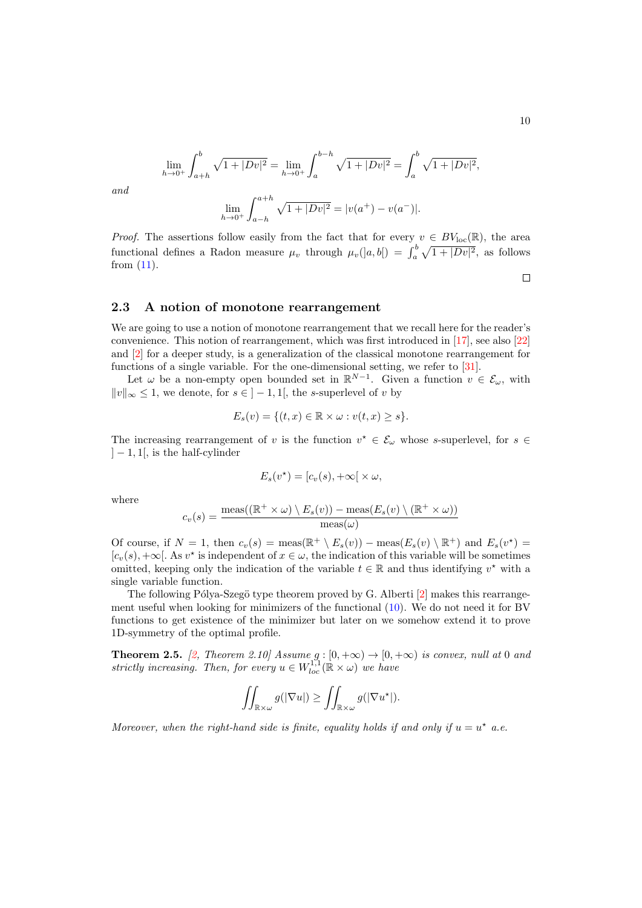$$\lim_{h\to 0^+}\int_{a+h}^{b}\sqrt{1+|Dv|^2}=\lim_{h\to 0^+}\int_{a}^{b-h}\sqrt{1+|Dv|^2}=\int_a^b\sqrt{1+|Dv|^2},$$

*and*

$$\lim_{h\to 0^+}\int_{a-h}^{a+h}\sqrt{1+|Dv|^2}=|v(a^+)-v(a^-)|.$$

*Proof.* The assertions follow easily from the fact that for every $v\in BV_{\rm loc}(\mathbb{R})$, the area functional defines a Radon measure $\mu_v$ through $\mu_v(]a,b[)=\int_a^b\sqrt{1+|Dv|^2}$, as follows from (11). □

### 2.3 A notion of monotone rearrangement

We are going to use a notion of monotone rearrangement that we recall here for the reader's convenience. This notion of rearrangement, which was first introduced in [17], see also [22] and [2] for a deeper study, is a generalization of the classical monotone rearrangement for functions of a single variable. For the one-dimensional setting, we refer to [31].

Let $\omega$ be a non-empty open bounded set in $\mathbb{R}^{N-1}$. Given a function $v\in\mathcal{E}_\omega$, with $\|v\|_\infty\le 1$, we denote, for $s\in]-1,1[$, the $s$-superlevel of $v$ by

$$E_s(v)=\{(t,x)\in\mathbb{R}\times\omega : v(t,x)\ge s\}.$$

The increasing rearrangement of $v$ is the function $v^\star\in\mathcal{E}_\omega$ whose $s$-superlevel, for $s\in]-1,1[$, is the half-cylinder

$$E_s(v^\star)=[c_v(s),+\infty[\times\omega,$$

where

$$c_v(s)=\frac{\operatorname{meas}((\mathbb{R}^+\times\omega)\setminus E_s(v))-\operatorname{meas}(E_s(v)\setminus(\mathbb{R}^+\times\omega))}{\operatorname{meas}(\omega)}$$

Of course, if $N=1$, then $c_v(s)=\operatorname{meas}(\mathbb{R}^+\setminus E_s(v))-\operatorname{meas}(E_s(v)\setminus\mathbb{R}^+)$ and $E_s(v^\star)=[c_v(s),+\infty[$. As $v^\star$ is independent of $x\in\omega$, the indication of this variable will be sometimes omitted, keeping only the indication of the variable $t\in\mathbb{R}$ and thus identifying $v^\star$ with a single variable function.

The following Pólya-Szegö type theorem proved by G. Alberti [2] makes this rearrangement useful when looking for minimizers of the functional (10). We do not need it for BV functions to get existence of the minimizer but later on we somehow extend it to prove 1D-symmetry of the optimal profile.

**Theorem 2.5.** *[2, Theorem 2.10] Assume $g:[0,+\infty)\to[0,+\infty)$ is convex, null at 0 and strictly increasing. Then, for every $u\in W^{1,1}_{loc}(\mathbb{R}\times\omega)$ we have*

$$\iint_{\mathbb{R}\times\omega} g(|\nabla u|)\ge\iint_{\mathbb{R}\times\omega} g(|\nabla u^\star|).$$

*Moreover, when the right-hand side is finite, equality holds if and only if $u=u^\star$ a.e.*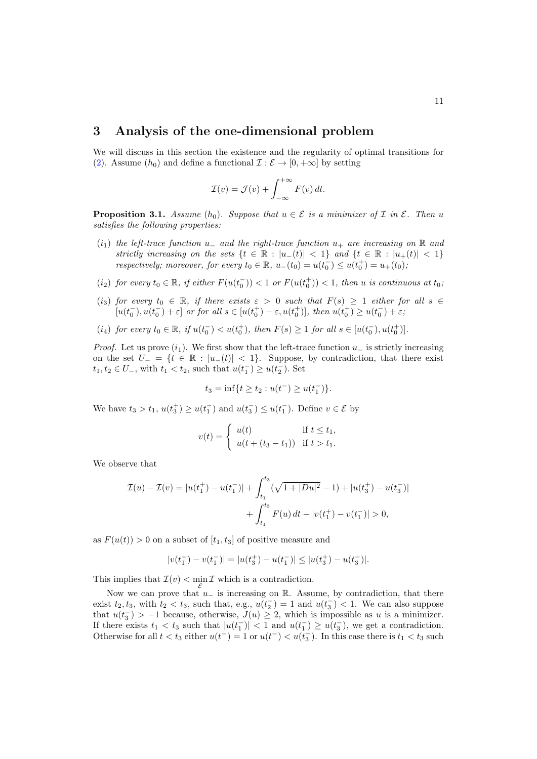## 3 Analysis of the one-dimensional problem

We will discuss in this section the existence and the regularity of optimal transitions for (2). Assume $(h_0)$ and define a functional $\mathcal{I} : \mathcal{E} \to [0, +\infty]$ by setting

$$\mathcal{I}(v) = \mathcal{J}(v) + \int_{-\infty}^{+\infty} F(v)\, dt.$$

**Proposition 3.1.** *Assume $(h_0)$. Suppose that $u \in \mathcal{E}$ is a minimizer of $\mathcal{I}$ in $\mathcal{E}$. Then $u$ satisfies the following properties:*

- $(i_1)$ *the left-trace function $u_-$ and the right-trace function $u_+$ are increasing on $\mathbb{R}$ and strictly increasing on the sets $\{t \in \mathbb{R} : |u_-(t)| < 1\}$ and $\{t \in \mathbb{R} : |u_+(t)| < 1\}$ respectively; moreover, for every $t_0 \in \mathbb{R}$, $u_-(t_0) = u(t_0^-) \leq u(t_0^+) = u_+(t_0)$;*
- $(i_2)$ *for every $t_0 \in \mathbb{R}$, if either $F(u(t_0^-)) < 1$ or $F(u(t_0^+)) < 1$, then $u$ is continuous at $t_0$;*
- $(i_3)$ *for every $t_0 \in \mathbb{R}$, if there exists $\varepsilon > 0$ such that $F(s) \geq 1$ either for all $s \in [u(t_0^-), u(t_0^-) + \varepsilon]$ or for all $s \in [u(t_0^+) - \varepsilon, u(t_0^+)]$, then $u(t_0^+) \geq u(t_0^-) + \varepsilon$;*
- $(i_4)$ *for every $t_0 \in \mathbb{R}$, if $u(t_0^-) < u(t_0^+)$, then $F(s) \geq 1$ for all $s \in [u(t_0^-), u(t_0^+)]$.*

*Proof.* Let us prove $(i_1)$. We first show that the left-trace function $u_-$ is strictly increasing on the set $U_- = \{t \in \mathbb{R} : |u_-(t)| < 1\}$. Suppose, by contradiction, that there exist $t_1, t_2 \in U_-$, with $t_1 < t_2$, such that $u(t_1^-) \geq u(t_2^-)$. Set

$$t_3 = \inf\{t \geq t_2 : u(t^-) \geq u(t_1^-)\}.$$

We have $t_3 > t_1$, $u(t_3^+) \geq u(t_1^-)$ and $u(t_3^-) \leq u(t_1^-)$. Define $v \in \mathcal{E}$ by

$$v(t) = \begin{cases} u(t) & \text{if } t \leq t_1, \\ u(t + (t_3 - t_1)) & \text{if } t > t_1. \end{cases}$$

We observe that

$$\mathcal{I}(u) - \mathcal{I}(v) = |u(t_1^+) - u(t_1^-)| + \int_{t_1}^{t_3} (\sqrt{1 + |Du|^2} - 1) + |u(t_3^+) - u(t_3^-)| \\ + \int_{t_1}^{t_3} F(u)\, dt - |v(t_1^+) - v(t_1^-)| > 0,$$

as $F(u(t)) > 0$ on a subset of $[t_1, t_3]$ of positive measure and

$$|v(t_1^+) - v(t_1^-)| = |u(t_3^+) - u(t_1^-)| \leq |u(t_3^+) - u(t_3^-)|.$$

This implies that $\mathcal{I}(v) < \min_{\mathcal{E}} \mathcal{I}$ which is a contradiction.

Now we can prove that $u_-$ is increasing on $\mathbb{R}$. Assume, by contradiction, that there exist $t_2, t_3$, with $t_2 < t_3$, such that, e.g., $u(t_2^-) = 1$ and $u(t_3^-) < 1$. We can also suppose that $u(t_3^-) > -1$ because, otherwise, $J(u) \geq 2$, which is impossible as $u$ is a minimizer. If there exists $t_1 < t_3$ such that $|u(t_1^-)| < 1$ and $u(t_1^-) \geq u(t_3^-)$, we get a contradiction. Otherwise for all $t < t_3$ either $u(t^-) = 1$ or $u(t^-) < u(t_3^-)$. In this case there is $t_1 < t_3$ such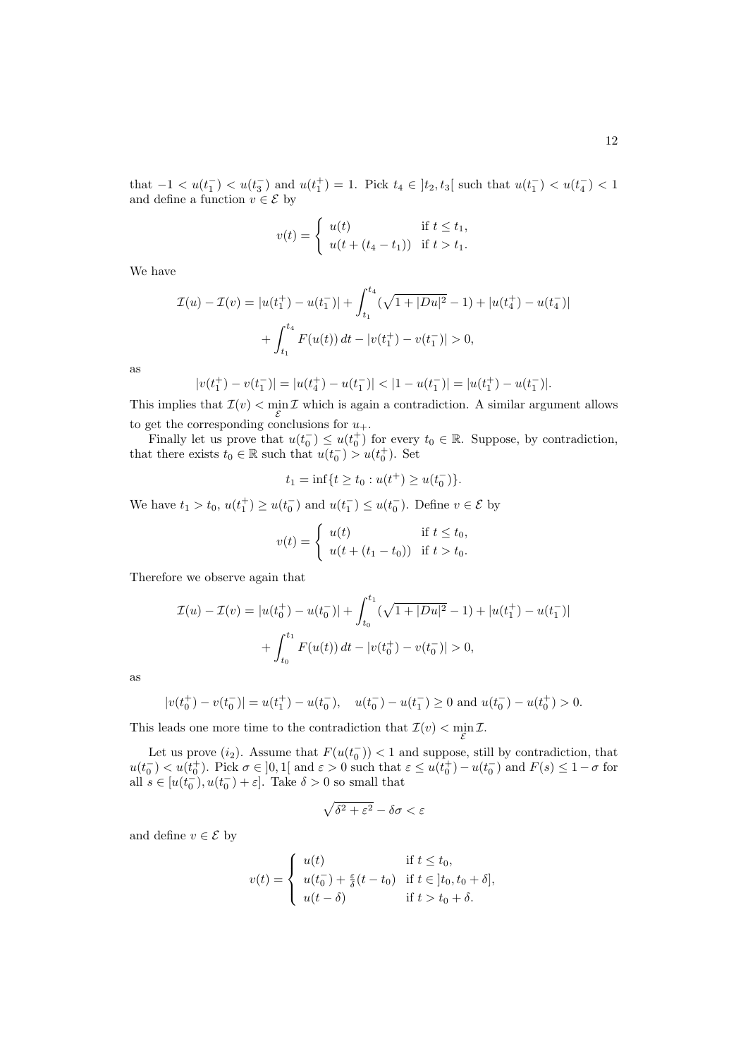that $-1 < u(t_1^-) < u(t_3^-)$ and $u(t_1^+) = 1$. Pick $t_4 \in ]t_2, t_3[$ such that $u(t_1^-) < u(t_4^-) < 1$ and define a function $v \in \mathcal{E}$ by

$$
v(t) = \begin{cases} u(t) & \text{if } t \leq t_1, \\ u(t + (t_4 - t_1)) & \text{if } t > t_1. \end{cases}
$$

We have

$$
\begin{aligned}
\mathcal{I}(u) - \mathcal{I}(v) = |u(t_1^+) - u(t_1^-)| + \int_{t_1}^{t_4} (\sqrt{1 + |Du|^2} - 1) + |u(t_4^+) - u(t_4^-)| \\
+ \int_{t_1}^{t_4} F(u(t))\, dt - |v(t_1^+) - v(t_1^-)| > 0,
\end{aligned}
$$

as

$$
|v(t_1^+) - v(t_1^-)| = |u(t_4^+) - u(t_1^-)| < |1 - u(t_1^-)| = |u(t_1^+) - u(t_1^-)|.
$$

This implies that $\mathcal{I}(v) < \min_{\mathcal{E}} \mathcal{I}$ which is again a contradiction. A similar argument allows to get the corresponding conclusions for $u_+$.

Finally let us prove that $u(t_0^-) \leq u(t_0^+)$ for every $t_0 \in \mathbb{R}$. Suppose, by contradiction, that there exists $t_0 \in \mathbb{R}$ such that $u(t_0^-) > u(t_0^+)$. Set

$$
t_1 = \inf\{t \geq t_0 : u(t^+) \geq u(t_0^-)\}.
$$

We have $t_1 > t_0$, $u(t_1^+) \geq u(t_0^-)$ and $u(t_1^-) \leq u(t_0^-)$. Define $v \in \mathcal{E}$ by

$$
v(t) = \begin{cases} u(t) & \text{if } t \leq t_0, \\ u(t + (t_1 - t_0)) & \text{if } t > t_0. \end{cases}
$$

Therefore we observe again that

$$
\begin{aligned}
\mathcal{I}(u) - \mathcal{I}(v) = |u(t_0^+) - u(t_0^-)| + \int_{t_0}^{t_1} (\sqrt{1 + |Du|^2} - 1) + |u(t_1^+) - u(t_1^-)| \\
+ \int_{t_0}^{t_1} F(u(t))\, dt - |v(t_0^+) - v(t_0^-)| > 0,
\end{aligned}
$$

as

$$
|v(t_0^+) - v(t_0^-)| = u(t_1^+) - u(t_0^-), \quad u(t_0^-) - u(t_1^-) \geq 0 \text{ and } u(t_0^-) - u(t_0^+) > 0.
$$

This leads one more time to the contradiction that $\mathcal{I}(v) < \min_{\mathcal{E}} \mathcal{I}$.

Let us prove $(i_2)$. Assume that $F(u(t_0^-)) < 1$ and suppose, still by contradiction, that $u(t_0^-) < u(t_0^+)$. Pick $\sigma \in ]0, 1[$ and $\varepsilon > 0$ such that $\varepsilon \leq u(t_0^+) - u(t_0^-)$ and $F(s) \leq 1 - \sigma$ for all $s \in [u(t_0^-), u(t_0^-) + \varepsilon]$. Take $\delta > 0$ so small that

$$
\sqrt{\delta^2 + \varepsilon^2} - \delta\sigma < \varepsilon
$$

and define $v \in \mathcal{E}$ by

$$
v(t) = \begin{cases} u(t) & \text{if } t \leq t_0, \\ u(t_0^-) + \frac{\varepsilon}{\delta}(t - t_0) & \text{if } t \in ]t_0, t_0 + \delta], \\ u(t - \delta) & \text{if } t > t_0 + \delta. \end{cases}
$$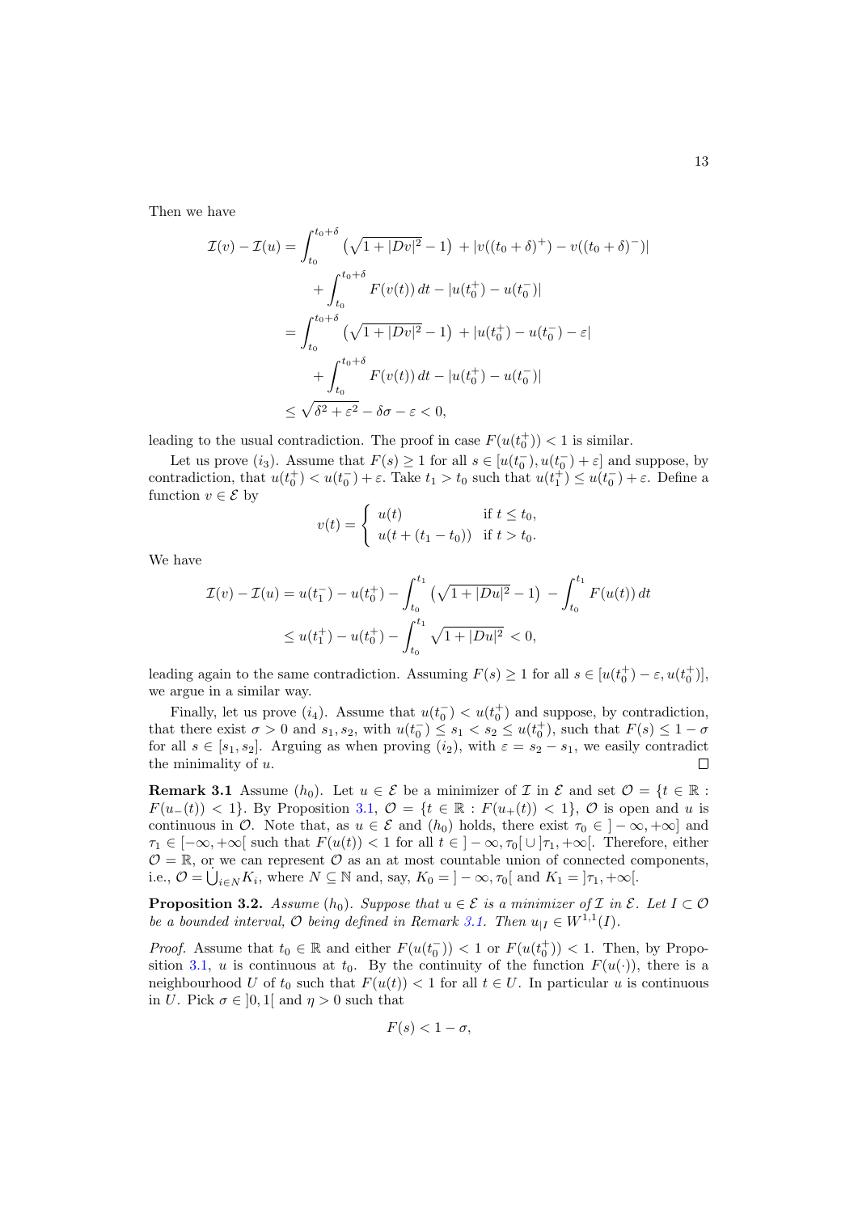Then we have

$$
\begin{aligned}
\mathcal{I}(v) - \mathcal{I}(u) &= \int_{t_0}^{t_0+\delta} \left(\sqrt{1+|Dv|^2} - 1\right) + |v((t_0+\delta)^+) - v((t_0+\delta)^-)| \\
&\quad + \int_{t_0}^{t_0+\delta} F(v(t))\, dt - |u(t_0^+) - u(t_0^-)| \\
&= \int_{t_0}^{t_0+\delta} \left(\sqrt{1+|Dv|^2} - 1\right) + |u(t_0^+) - u(t_0^-) - \varepsilon| \\
&\quad + \int_{t_0}^{t_0+\delta} F(v(t))\, dt - |u(t_0^+) - u(t_0^-)| \\
&\le \sqrt{\delta^2 + \varepsilon^2} - \delta\sigma - \varepsilon < 0,
\end{aligned}
$$

leading to the usual contradiction. The proof in case $F(u(t_0^+)) < 1$ is similar.

Let us prove $(i_3)$. Assume that $F(s) \ge 1$ for all $s \in [u(t_0^-), u(t_0^-) + \varepsilon]$ and suppose, by contradiction, that $u(t_0^+) < u(t_0^-) + \varepsilon$. Take $t_1 > t_0$ such that $u(t_1^+) \le u(t_0^-) + \varepsilon$. Define a function $v \in \mathcal{E}$ by

$$
v(t) = \begin{cases} u(t) & \text{if } t \le t_0, \\ u(t + (t_1 - t_0)) & \text{if } t > t_0. \end{cases}
$$

We have

$$
\begin{aligned}
\mathcal{I}(v) - \mathcal{I}(u) &= u(t_1^-) - u(t_0^+) - \int_{t_0}^{t_1} \left(\sqrt{1+|Du|^2} - 1\right) - \int_{t_0}^{t_1} F(u(t))\, dt \\
&\le u(t_1^+) - u(t_0^+) - \int_{t_0}^{t_1} \sqrt{1+|Du|^2} < 0,
\end{aligned}
$$

leading again to the same contradiction. Assuming $F(s) \ge 1$ for all $s \in [u(t_0^+) - \varepsilon, u(t_0^+)]$, we argue in a similar way.

Finally, let us prove $(i_4)$. Assume that $u(t_0^-) < u(t_0^+)$ and suppose, by contradiction, that there exist $\sigma > 0$ and $s_1, s_2$, with $u(t_0^-) \le s_1 < s_2 \le u(t_0^+)$, such that $F(s) \le 1 - \sigma$ for all $s \in [s_1, s_2]$. Arguing as when proving $(i_2)$, with $\varepsilon = s_2 - s_1$, we easily contradict the minimality of $u$. □

**Remark 3.1** Assume $(h_0)$. Let $u \in \mathcal{E}$ be a minimizer of $\mathcal{I}$ in $\mathcal{E}$ and set $\mathcal{O} = \{t \in \mathbb{R} : F(u_-(t)) < 1\}$. By Proposition 3.1, $\mathcal{O} = \{t \in \mathbb{R} : F(u_+(t)) < 1\}$, $\mathcal{O}$ is open and $u$ is continuous in $\mathcal{O}$. Note that, as $u \in \mathcal{E}$ and $(h_0)$ holds, there exist $\tau_0 \in ]-\infty, +\infty]$ and $\tau_1 \in [-\infty, +\infty[$ such that $F(u(t)) < 1$ for all $t \in ]-\infty, \tau_0[ \cup ]\tau_1, +\infty[$. Therefore, either $\mathcal{O} = \mathbb{R}$, or we can represent $\mathcal{O}$ as an at most countable union of connected components, i.e., $\mathcal{O} = \bigcup_{i \in N} K_i$, where $N \subseteq \mathbb{N}$ and, say, $K_0 = ]-\infty, \tau_0[$ and $K_1 = ]\tau_1, +\infty[$.

**Proposition 3.2.** *Assume $(h_0)$. Suppose that $u \in \mathcal{E}$ is a minimizer of $\mathcal{I}$ in $\mathcal{E}$. Let $I \subset \mathcal{O}$ be a bounded interval, $\mathcal{O}$ being defined in Remark 3.1. Then $u_{|I} \in W^{1,1}(I)$.*

*Proof.* Assume that $t_0 \in \mathbb{R}$ and either $F(u(t_0^-)) < 1$ or $F(u(t_0^+)) < 1$. Then, by Proposition 3.1, $u$ is continuous at $t_0$. By the continuity of the function $F(u(\cdot))$, there is a neighbourhood $U$ of $t_0$ such that $F(u(t)) < 1$ for all $t \in U$. In particular $u$ is continuous in $U$. Pick $\sigma \in ]0, 1[$ and $\eta > 0$ such that

$$
F(s) < 1 - \sigma,
$$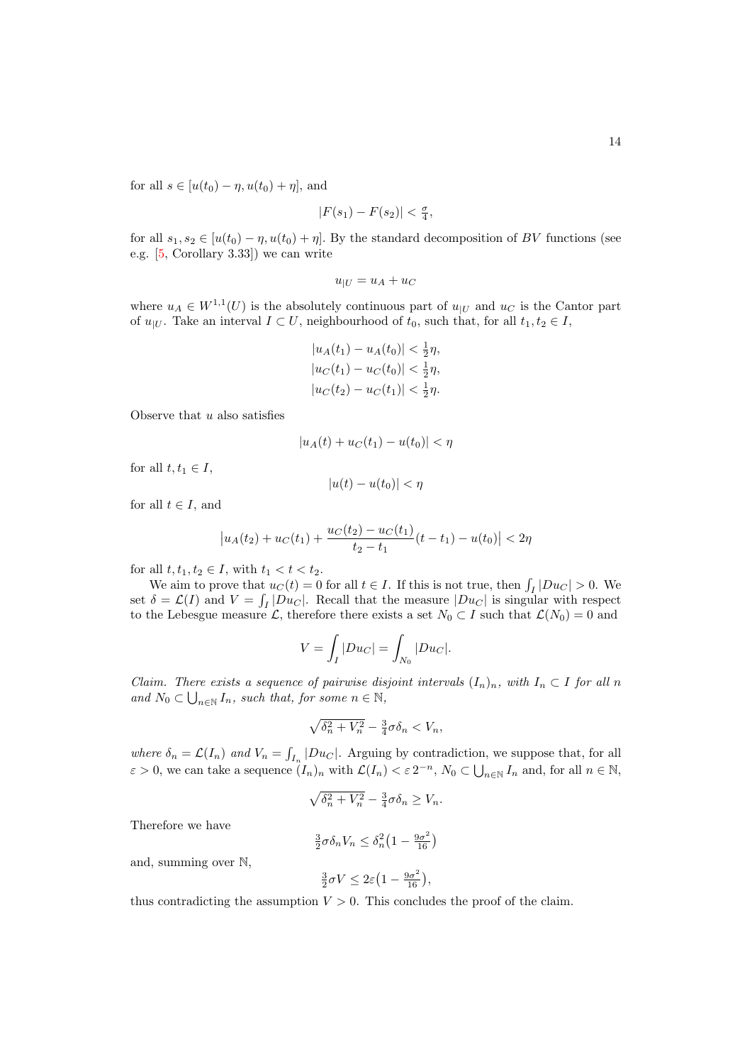for all $s \in [u(t_0) - \eta, u(t_0) + \eta]$, and

$$|F(s_1) - F(s_2)| < \tfrac{\sigma}{4},$$

for all $s_1, s_2 \in [u(t_0) - \eta, u(t_0) + \eta]$. By the standard decomposition of $BV$ functions (see e.g. [5, Corollary 3.33]) we can write

$$u_{|U} = u_A + u_C$$

where $u_A \in W^{1,1}(U)$ is the absolutely continuous part of $u_{|U}$ and $u_C$ is the Cantor part of $u_{|U}$. Take an interval $I \subset U$, neighbourhood of $t_0$, such that, for all $t_1, t_2 \in I$,

$$\begin{aligned}
|u_A(t_1) - u_A(t_0)| &< \tfrac{1}{2}\eta, \\
|u_C(t_1) - u_C(t_0)| &< \tfrac{1}{2}\eta, \\
|u_C(t_2) - u_C(t_1)| &< \tfrac{1}{2}\eta.
\end{aligned}$$

Observe that $u$ also satisfies

$$|u_A(t) + u_C(t_1) - u(t_0)| < \eta$$

for all $t, t_1 \in I$,

$$|u(t) - u(t_0)| < \eta$$

for all $t \in I$, and

$$\left|u_A(t_2) + u_C(t_1) + \frac{u_C(t_2) - u_C(t_1)}{t_2 - t_1}(t - t_1) - u(t_0)\right| < 2\eta$$

for all $t, t_1, t_2 \in I$, with $t_1 < t < t_2$.

We aim to prove that $u_C(t) = 0$ for all $t \in I$. If this is not true, then $\int_I |Du_C| > 0$. We set $\delta = \mathcal{L}(I)$ and $V = \int_I |Du_C|$. Recall that the measure $|Du_C|$ is singular with respect to the Lebesgue measure $\mathcal{L}$, therefore there exists a set $N_0 \subset I$ such that $\mathcal{L}(N_0) = 0$ and

$$V = \int_I |Du_C| = \int_{N_0} |Du_C|.$$

*Claim. There exists a sequence of pairwise disjoint intervals $(I_n)_n$, with $I_n \subset I$ for all $n$ and $N_0 \subset \bigcup_{n \in \mathbb{N}} I_n$, such that, for some $n \in \mathbb{N}$,*

$$\sqrt{\delta_n^2 + V_n^2} - \tfrac{3}{4}\sigma\delta_n < V_n,$$

*where $\delta_n = \mathcal{L}(I_n)$ and $V_n = \int_{I_n} |Du_C|$.* Arguing by contradiction, we suppose that, for all $\varepsilon > 0$, we can take a sequence $(I_n)_n$ with $\mathcal{L}(I_n) < \varepsilon\, 2^{-n}$, $N_0 \subset \bigcup_{n \in \mathbb{N}} I_n$ and, for all $n \in \mathbb{N}$,

$$\sqrt{\delta_n^2 + V_n^2} - \tfrac{3}{4}\sigma\delta_n \geq V_n.$$

Therefore we have

$$\tfrac{3}{2}\sigma\delta_n V_n \leq \delta_n^2\big(1 - \tfrac{9\sigma^2}{16}\big)$$

and, summing over $\mathbb{N}$,

$$\tfrac{3}{2}\sigma V \leq 2\varepsilon\big(1 - \tfrac{9\sigma^2}{16}\big),$$

thus contradicting the assumption $V > 0$. This concludes the proof of the claim.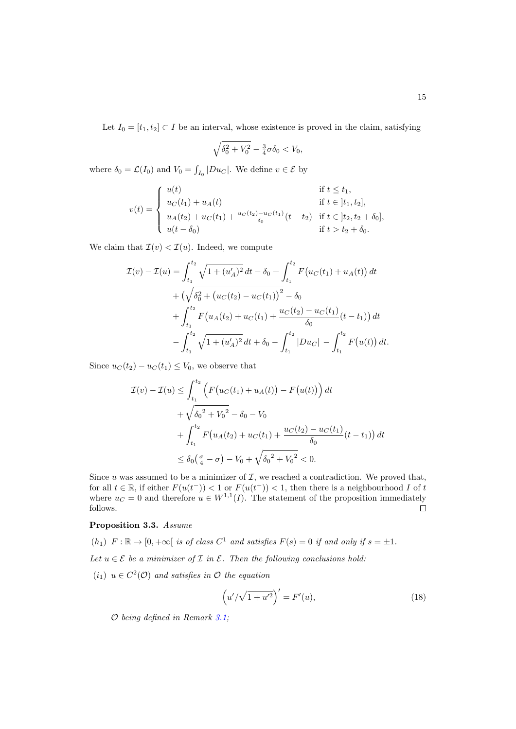Let $I_0 = [t_1, t_2] \subset I$ be an interval, whose existence is proved in the claim, satisfying

$$\sqrt{\delta_0^2 + V_0^2} - \tfrac{3}{4}\sigma\delta_0 < V_0,$$

where $\delta_0 = \mathcal{L}(I_0)$ and $V_0 = \int_{I_0} |Du_C|$. We define $v \in \mathcal{E}$ by

$$v(t) = \begin{cases} u(t) & \text{if } t \leq t_1, \\ u_C(t_1) + u_A(t) & \text{if } t \in ]t_1, t_2], \\ u_A(t_2) + u_C(t_1) + \frac{u_C(t_2) - u_C(t_1)}{\delta_0}(t - t_2) & \text{if } t \in ]t_2, t_2 + \delta_0], \\ u(t - \delta_0) & \text{if } t > t_2 + \delta_0. \end{cases}$$

We claim that $\mathcal{I}(v) < \mathcal{I}(u)$. Indeed, we compute

$$\begin{aligned}
\mathcal{I}(v) - \mathcal{I}(u) &= \int_{t_1}^{t_2} \sqrt{1 + (u_A')^2}\, dt - \delta_0 + \int_{t_1}^{t_2} F\big(u_C(t_1) + u_A(t)\big)\, dt \\
&\quad + \Big(\sqrt{\delta_0^2 + \big(u_C(t_2) - u_C(t_1)\big)^2} - \delta_0 \\
&\quad + \int_{t_1}^{t_2} F\big(u_A(t_2) + u_C(t_1) + \frac{u_C(t_2) - u_C(t_1)}{\delta_0}(t - t_1)\big)\, dt \\
&\quad - \int_{t_1}^{t_2} \sqrt{1 + (u_A')^2}\, dt + \delta_0 - \int_{t_1}^{t_2} |Du_C| - \int_{t_1}^{t_2} F\big(u(t)\big)\, dt.
\end{aligned}$$

Since $u_C(t_2) - u_C(t_1) \leq V_0$, we observe that

$$\begin{aligned}
\mathcal{I}(v) - \mathcal{I}(u) &\leq \int_{t_1}^{t_2} \Big( F\big(u_C(t_1) + u_A(t)\big) - F\big(u(t)\big) \Big)\, dt \\
&\quad + \sqrt{{\delta_0}^2 + {V_0}^2} - \delta_0 - V_0 \\
&\quad + \int_{t_1}^{t_2} F\big(u_A(t_2) + u_C(t_1) + \frac{u_C(t_2) - u_C(t_1)}{\delta_0}(t - t_1)\big)\, dt \\
&\leq \delta_0\big(\tfrac{\sigma}{4} - \sigma\big) - V_0 + \sqrt{{\delta_0}^2 + {V_0}^2} < 0.
\end{aligned}$$

Since $u$ was assumed to be a minimizer of $\mathcal{I}$, we reached a contradiction. We proved that, for all $t \in \mathbb{R}$, if either $F(u(t^-)) < 1$ or $F(u(t^+)) < 1$, then there is a neighbourhood $I$ of $t$ where $u_C = 0$ and therefore $u \in W^{1,1}(I)$. The statement of the proposition immediately follows. $\square$

**Proposition 3.3.** *Assume*

$(h_1)$ $F : \mathbb{R} \to [0, +\infty[$ *is of class* $C^1$ *and satisfies* $F(s) = 0$ *if and only if* $s = \pm 1$.

*Let* $u \in \mathcal{E}$ *be a minimizer of* $\mathcal{I}$ *in* $\mathcal{E}$. *Then the following conclusions hold:*

$(i_1)$ $u \in C^2(\mathcal{O})$ *and satisfies in* $\mathcal{O}$ *the equation*

$$\Big(u'/\sqrt{1 + u'^2}\Big)' = F'(u), \tag{18}$$

*$\mathcal{O}$ being defined in Remark 3.1;*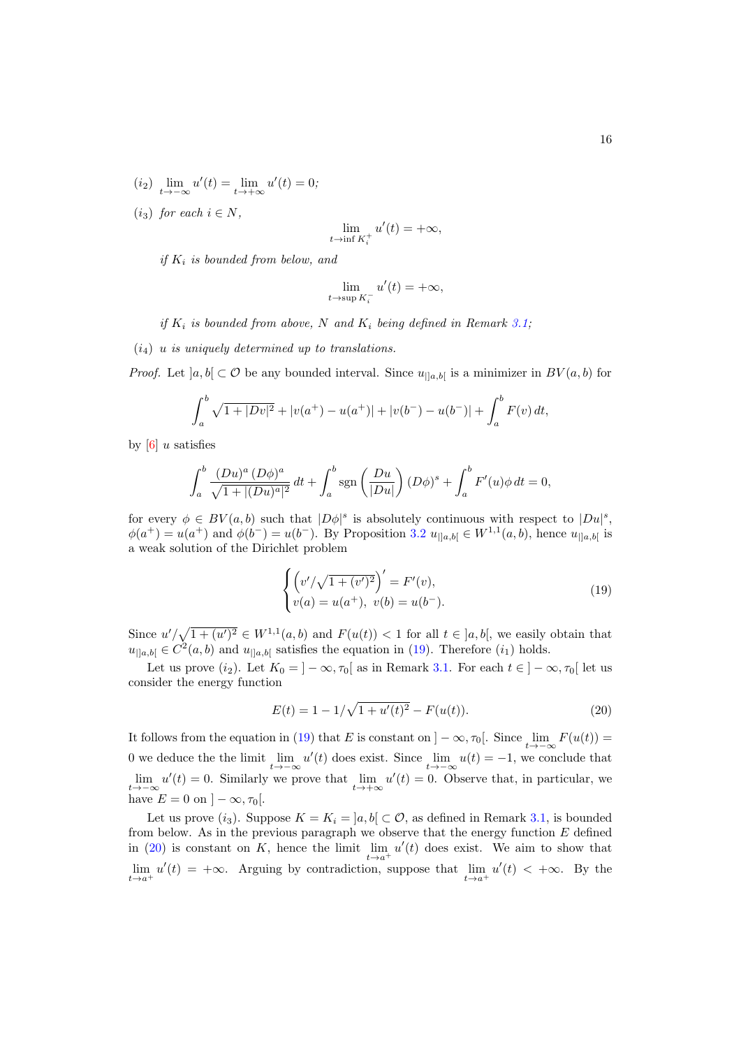($i_2$) $\lim_{t\to-\infty} u'(t) = \lim_{t\to+\infty} u'(t) = 0$;

($i_3$) *for each* $i \in N$,

$$\lim_{t\to \inf K_i^+} u'(t) = +\infty,$$

*if* $K_i$ *is bounded from below, and*

$$\lim_{t\to \sup K_i^-} u'(t) = +\infty,$$

*if* $K_i$ *is bounded from above,* $N$ *and* $K_i$ *being defined in Remark 3.1;*

($i_4$) $u$ *is uniquely determined up to translations.*

*Proof.* Let $]a,b[ \subset \mathcal{O}$ be any bounded interval. Since $u_{|]a,b[}$ is a minimizer in $BV(a,b)$ for

$$\int_a^b \sqrt{1+|Dv|^2} + |v(a^+) - u(a^+)| + |v(b^-) - u(b^-)| + \int_a^b F(v)\,dt,$$

by [6] $u$ satisfies

$$\int_a^b \frac{(Du)^a\,(D\phi)^a}{\sqrt{1+|(Du)^a|^2}}\,dt + \int_a^b \operatorname{sgn}\left(\frac{Du}{|Du|}\right)(D\phi)^s + \int_a^b F'(u)\phi\,dt = 0,$$

for every $\phi \in BV(a,b)$ such that $|D\phi|^s$ is absolutely continuous with respect to $|Du|^s$, $\phi(a^+) = u(a^+)$ and $\phi(b^-) = u(b^-)$. By Proposition 3.2 $u_{|]a,b[} \in W^{1,1}(a,b)$, hence $u_{|]a,b[}$ is a weak solution of the Dirichlet problem

$$\begin{cases} \left(v'/\sqrt{1+(v')^2}\right)' = F'(v), \\ v(a) = u(a^+),\ v(b) = u(b^-). \end{cases} \tag{19}$$

Since $u'/\sqrt{1+(u')^2} \in W^{1,1}(a,b)$ and $F(u(t)) < 1$ for all $t \in ]a,b[$, we easily obtain that $u_{|]a,b[} \in C^2(a,b)$ and $u_{|]a,b[}$ satisfies the equation in (19). Therefore ($i_1$) holds.

Let us prove ($i_2$). Let $K_0 = ]-\infty,\tau_0[$ as in Remark 3.1. For each $t \in ]-\infty,\tau_0[$ let us consider the energy function

$$E(t) = 1 - 1/\sqrt{1+u'(t)^2} - F(u(t)). \tag{20}$$

It follows from the equation in (19) that $E$ is constant on $]-\infty,\tau_0[$. Since $\lim_{t\to-\infty} F(u(t)) = 0$ we deduce the the limit $\lim_{t\to-\infty} u'(t)$ does exist. Since $\lim_{t\to-\infty} u(t) = -1$, we conclude that $\lim_{t\to-\infty} u'(t) = 0$. Similarly we prove that $\lim_{t\to+\infty} u'(t) = 0$. Observe that, in particular, we have $E = 0$ on $]-\infty,\tau_0[$.

Let us prove ($i_3$). Suppose $K = K_i = ]a,b[ \subset \mathcal{O}$, as defined in Remark 3.1, is bounded from below. As in the previous paragraph we observe that the energy function $E$ defined in (20) is constant on $K$, hence the limit $\lim_{t\to a^+} u'(t)$ does exist. We aim to show that $\lim_{t\to a^+} u'(t) = +\infty$. Arguing by contradiction, suppose that $\lim_{t\to a^+} u'(t) < +\infty$. By the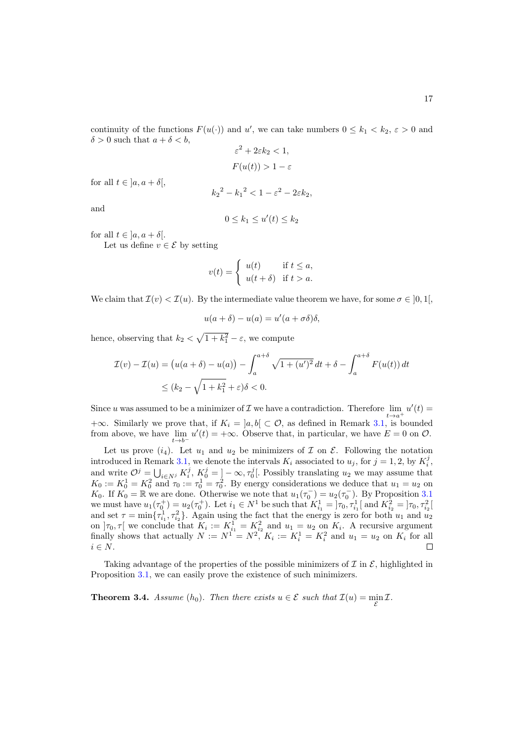continuity of the functions $F(u(\cdot))$ and $u'$, we can take numbers $0 \le k_1 < k_2$, $\varepsilon > 0$ and $\delta > 0$ such that $a + \delta < b$,

$$\varepsilon^2 + 2\varepsilon k_2 < 1,$$

$$F(u(t)) > 1 - \varepsilon$$

for all $t \in ]a, a + \delta[$,

$${k_2}^2 - {k_1}^2 < 1 - \varepsilon^2 - 2\varepsilon k_2,$$

and

$$0 \le k_1 \le u'(t) \le k_2$$

for all $t \in ]a, a + \delta[$.

Let us define $v \in \mathcal{E}$ by setting

$$v(t) = \begin{cases} u(t) & \text{if } t \le a, \\ u(t + \delta) & \text{if } t > a. \end{cases}$$

We claim that $\mathcal{I}(v) < \mathcal{I}(u)$. By the intermediate value theorem we have, for some $\sigma \in ]0, 1[$,

$$u(a + \delta) - u(a) = u'(a + \sigma\delta)\delta,$$

hence, observing that $k_2 < \sqrt{1 + k_1^2} - \varepsilon$, we compute

$$\begin{aligned} \mathcal{I}(v) - \mathcal{I}(u) &= \big(u(a + \delta) - u(a)\big) - \int_a^{a+\delta} \sqrt{1 + (u')^2}\, dt + \delta - \int_a^{a+\delta} F(u(t))\, dt \\ &\le (k_2 - \sqrt{1 + k_1^2} + \varepsilon)\delta < 0. \end{aligned}$$

Since $u$ was assumed to be a minimizer of $\mathcal{I}$ we have a contradiction. Therefore $\lim_{t \to a^+} u'(t) = +\infty$. Similarly we prove that, if $K_i = ]a, b[ \subset \mathcal{O}$, as defined in Remark 3.1, is bounded from above, we have $\lim_{t \to b^-} u'(t) = +\infty$. Observe that, in particular, we have $E = 0$ on $\mathcal{O}$.

Let us prove $(i_4)$. Let $u_1$ and $u_2$ be minimizers of $\mathcal{I}$ on $\mathcal{E}$. Following the notation introduced in Remark 3.1, we denote the intervals $K_i$ associated to $u_j$, for $j = 1, 2$, by $K_i^j$, and write $\mathcal{O}^j = \bigcup_{i \in N^j} K_i^j$, $K_0^j = ] - \infty, \tau_0^j[$. Possibly translating $u_2$ we may assume that $K_0 := K_0^1 = K_0^2$ and $\tau_0 := \tau_0^1 = \tau_0^2$. By energy considerations we deduce that $u_1 = u_2$ on $K_0$. If $K_0 = \mathbb{R}$ we are done. Otherwise we note that $u_1(\tau_0^-) = u_2(\tau_0^-)$. By Proposition 3.1 we must have $u_1(\tau_0^+) = u_2(\tau_0^+)$. Let $i_1 \in N^1$ be such that $K_{i_1}^1 = ]\tau_0, \tau_{i_1}^1[$ and $K_{i_2}^2 = ]\tau_0, \tau_{i_2}^2[$ and set $\tau = \min\{\tau_{i_1}^1, \tau_{i_2}^2\}$. Again using the fact that the energy is zero for both $u_1$ and $u_2$ on $]\tau_0, \tau[$ we conclude that $K_i := K_{i_1}^1 = K_{i_2}^2$ and $u_1 = u_2$ on $K_i$. A recursive argument finally shows that actually $N := N^1 = N^2$, $K_i := K_i^1 = K_i^2$ and $u_1 = u_2$ on $K_i$ for all $i \in N$. ∎

Taking advantage of the properties of the possible minimizers of $\mathcal{I}$ in $\mathcal{E}$, highlighted in Proposition 3.1, we can easily prove the existence of such minimizers.

**Theorem 3.4.** *Assume* $(h_0)$. *Then there exists* $u \in \mathcal{E}$ *such that* $\mathcal{I}(u) = \min_{\mathcal{E}} \mathcal{I}$.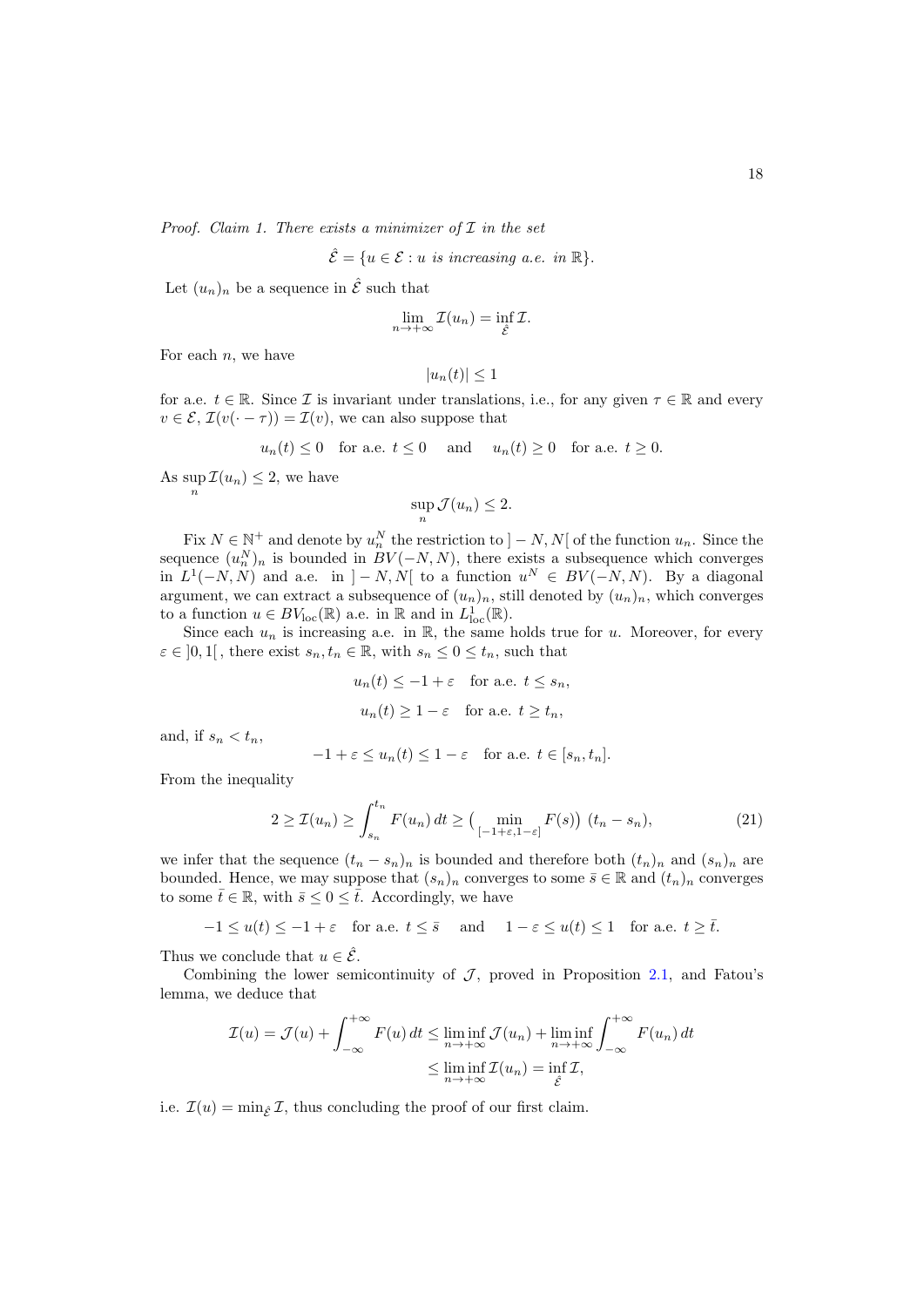*Proof. Claim 1. There exists a minimizer of $\mathcal{I}$ in the set*

$$\hat{\mathcal{E}} = \{u \in \mathcal{E} : u \text{ is increasing a.e. in } \mathbb{R}\}.$$

Let $(u_n)_n$ be a sequence in $\hat{\mathcal{E}}$ such that

$$\lim_{n\to+\infty} \mathcal{I}(u_n) = \inf_{\hat{\mathcal{E}}} \mathcal{I}.$$

For each $n$, we have

$$|u_n(t)| \le 1$$

for a.e. $t \in \mathbb{R}$. Since $\mathcal{I}$ is invariant under translations, i.e., for any given $\tau \in \mathbb{R}$ and every $v \in \mathcal{E}$, $\mathcal{I}(v(\cdot - \tau)) = \mathcal{I}(v)$, we can also suppose that

$$u_n(t) \le 0 \quad \text{for a.e. } t \le 0 \quad \text{and} \quad u_n(t) \ge 0 \quad \text{for a.e. } t \ge 0.$$

As $\sup_n \mathcal{I}(u_n) \le 2$, we have

$$\sup_n \mathcal{J}(u_n) \le 2.$$

Fix $N \in \mathbb{N}^+$ and denote by $u_n^N$ the restriction to $]-N, N[$ of the function $u_n$. Since the sequence $(u_n^N)_n$ is bounded in $BV(-N, N)$, there exists a subsequence which converges in $L^1(-N, N)$ and a.e. in $]-N, N[$ to a function $u^N \in BV(-N, N)$. By a diagonal argument, we can extract a subsequence of $(u_n)_n$, still denoted by $(u_n)_n$, which converges to a function $u \in BV_{\rm loc}(\mathbb{R})$ a.e. in $\mathbb{R}$ and in $L^1_{\rm loc}(\mathbb{R})$.

Since each $u_n$ is increasing a.e. in $\mathbb{R}$, the same holds true for $u$. Moreover, for every $\varepsilon \in ]0, 1[$, there exist $s_n, t_n \in \mathbb{R}$, with $s_n \le 0 \le t_n$, such that

$$u_n(t) \le -1 + \varepsilon \quad \text{for a.e. } t \le s_n,$$

$$u_n(t) \ge 1 - \varepsilon \quad \text{for a.e. } t \ge t_n,$$

and, if $s_n < t_n$,

$$-1 + \varepsilon \le u_n(t) \le 1 - \varepsilon \quad \text{for a.e. } t \in [s_n, t_n].$$

From the inequality

$$2 \ge \mathcal{I}(u_n) \ge \int_{s_n}^{t_n} F(u_n)\,dt \ge \big(\min_{[-1+\varepsilon, 1-\varepsilon]} F(s)\big)\ (t_n - s_n), \tag{21}$$

we infer that the sequence $(t_n - s_n)_n$ is bounded and therefore both $(t_n)_n$ and $(s_n)_n$ are bounded. Hence, we may suppose that $(s_n)_n$ converges to some $\bar{s} \in \mathbb{R}$ and $(t_n)_n$ converges to some $\bar{t} \in \mathbb{R}$, with $\bar{s} \le 0 \le \bar{t}$. Accordingly, we have

$$-1 \le u(t) \le -1 + \varepsilon \quad \text{for a.e. } t \le \bar{s} \quad \text{and} \quad 1 - \varepsilon \le u(t) \le 1 \quad \text{for a.e. } t \ge \bar{t}.$$

Thus we conclude that $u \in \hat{\mathcal{E}}$.

Combining the lower semicontinuity of $\mathcal{J}$, proved in Proposition 2.1, and Fatou's lemma, we deduce that

$$\begin{aligned}
\mathcal{I}(u) = \mathcal{J}(u) + \int_{-\infty}^{+\infty} F(u)\,dt &\le \liminf_{n\to+\infty} \mathcal{J}(u_n) + \liminf_{n\to+\infty} \int_{-\infty}^{+\infty} F(u_n)\,dt \\
&\le \liminf_{n\to+\infty} \mathcal{I}(u_n) = \inf_{\hat{\mathcal{E}}} \mathcal{I},
\end{aligned}$$

i.e. $\mathcal{I}(u) = \min_{\hat{\mathcal{E}}} \mathcal{I}$, thus concluding the proof of our first claim.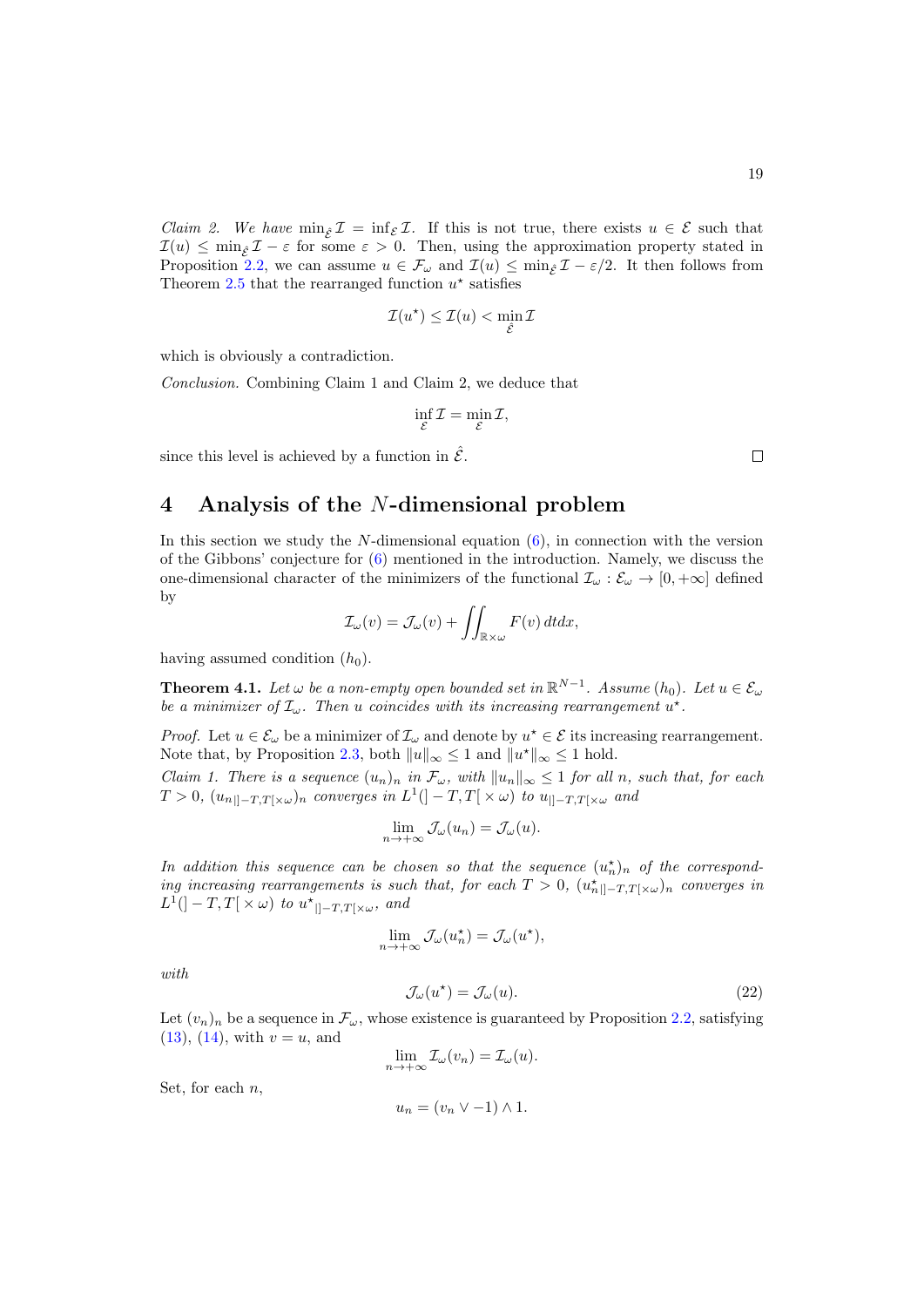*Claim 2.* *We have* $\min_{\hat{\mathcal{E}}} \mathcal{I} = \inf_{\mathcal{E}} \mathcal{I}$. If this is not true, there exists $u \in \mathcal{E}$ such that $\mathcal{I}(u) \leq \min_{\hat{\mathcal{E}}} \mathcal{I} - \varepsilon$ for some $\varepsilon > 0$. Then, using the approximation property stated in Proposition 2.2, we can assume $u \in \mathcal{F}_\omega$ and $\mathcal{I}(u) \leq \min_{\hat{\mathcal{E}}} \mathcal{I} - \varepsilon/2$. It then follows from Theorem 2.5 that the rearranged function $u^\star$ satisfies

$$\mathcal{I}(u^\star) \leq \mathcal{I}(u) < \min_{\hat{\mathcal{E}}} \mathcal{I}$$

which is obviously a contradiction.

*Conclusion.* Combining Claim 1 and Claim 2, we deduce that

$$\inf_{\mathcal{E}} \mathcal{I} = \min_{\mathcal{E}} \mathcal{I},$$

since this level is achieved by a function in $\hat{\mathcal{E}}$. □

# 4 Analysis of the $N$-dimensional problem

In this section we study the $N$-dimensional equation (6), in connection with the version of the Gibbons' conjecture for (6) mentioned in the introduction. Namely, we discuss the one-dimensional character of the minimizers of the functional $\mathcal{I}_\omega : \mathcal{E}_\omega \to [0, +\infty]$ defined by

$$\mathcal{I}_\omega(v) = \mathcal{J}_\omega(v) + \iint_{\mathbb{R}\times\omega} F(v)\, dtdx,$$

having assumed condition $(h_0)$.

**Theorem 4.1.** *Let $\omega$ be a non-empty open bounded set in $\mathbb{R}^{N-1}$. Assume $(h_0)$. Let $u \in \mathcal{E}_\omega$ be a minimizer of $\mathcal{I}_\omega$. Then $u$ coincides with its increasing rearrangement $u^\star$.*

*Proof.* Let $u \in \mathcal{E}_\omega$ be a minimizer of $\mathcal{I}_\omega$ and denote by $u^\star \in \mathcal{E}$ its increasing rearrangement. Note that, by Proposition 2.3, both $\|u\|_\infty \leq 1$ and $\|u^\star\|_\infty \leq 1$ hold.

*Claim 1. There is a sequence $(u_n)_n$ in $\mathcal{F}_\omega$, with $\|u_n\|_\infty \leq 1$ for all $n$, such that, for each $T > 0$, $(u_{n|]-T,T[\times\omega})_n$ converges in $L^1(]-T,T[\times\omega)$ to $u_{|]-T,T[\times\omega}$ and*

$$\lim_{n\to+\infty} \mathcal{J}_\omega(u_n) = \mathcal{J}_\omega(u).$$

*In addition this sequence can be chosen so that the sequence $(u_n^\star)_n$ of the corresponding increasing rearrangements is such that, for each $T > 0$, $(u^\star_{n|]-T,T[\times\omega})_n$ converges in $L^1(]-T,T[\times\omega)$ to $u^\star{}_{|]-T,T[\times\omega}$, and*

$$\lim_{n\to+\infty} \mathcal{J}_\omega(u_n^\star) = \mathcal{J}_\omega(u^\star),$$

*with*

$$\mathcal{J}_\omega(u^\star) = \mathcal{J}_\omega(u). \tag{22}$$

Let $(v_n)_n$ be a sequence in $\mathcal{F}_\omega$, whose existence is guaranteed by Proposition 2.2, satisfying (13), (14), with $v = u$, and

$$\lim_{n\to+\infty} \mathcal{I}_\omega(v_n) = \mathcal{I}_\omega(u).$$

Set, for each $n$,

$$u_n = (v_n \vee -1) \wedge 1.$$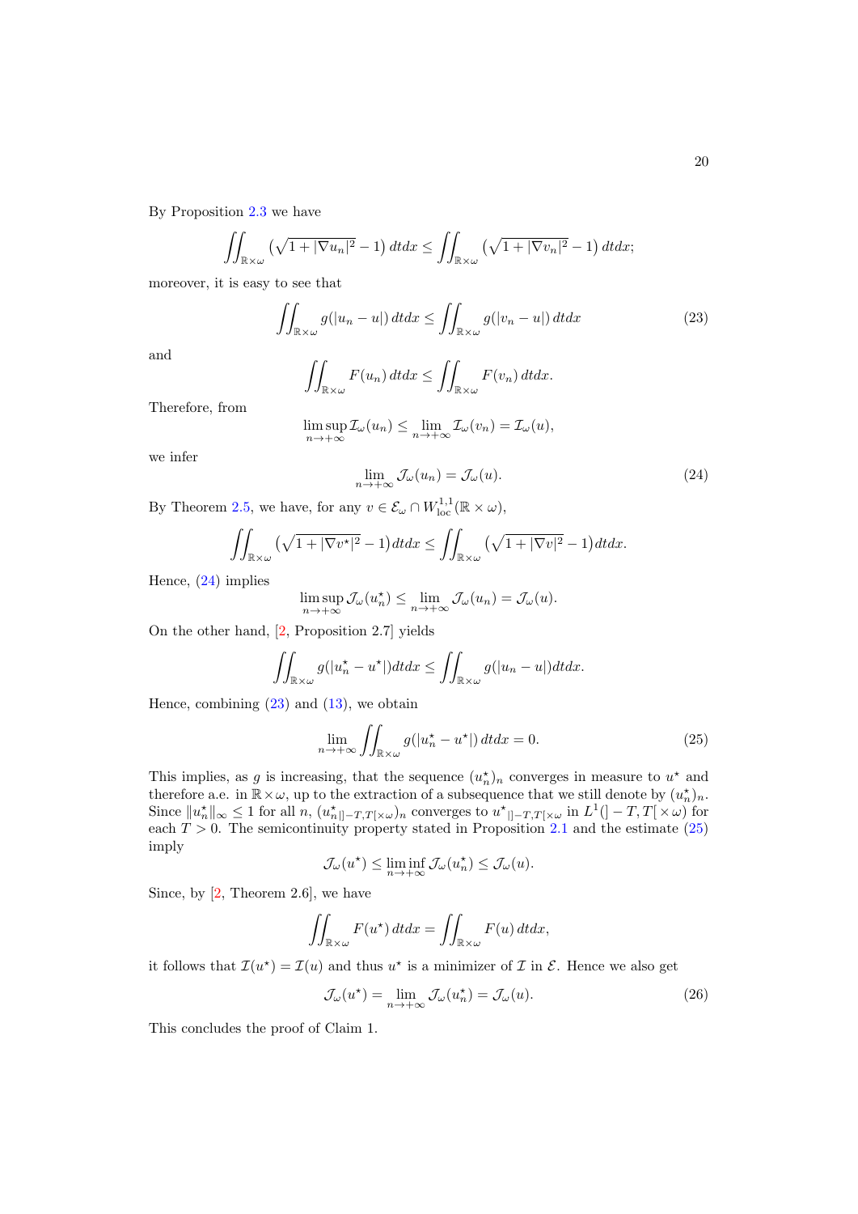By Proposition 2.3 we have

$$\iint_{\mathbb{R}\times\omega} \left(\sqrt{1+|\nabla u_n|^2}-1\right) dtdx \le \iint_{\mathbb{R}\times\omega} \left(\sqrt{1+|\nabla v_n|^2}-1\right) dtdx;$$

moreover, it is easy to see that

$$\iint_{\mathbb{R}\times\omega} g(|u_n-u|)\, dtdx \le \iint_{\mathbb{R}\times\omega} g(|v_n-u|)\, dtdx \tag{23}$$

and

$$\iint_{\mathbb{R}\times\omega} F(u_n)\, dtdx \le \iint_{\mathbb{R}\times\omega} F(v_n)\, dtdx.$$

Therefore, from

$$\limsup_{n\to+\infty} \mathcal{I}_\omega(u_n) \le \lim_{n\to+\infty} \mathcal{I}_\omega(v_n) = \mathcal{I}_\omega(u),$$

we infer

$$\lim_{n\to+\infty} \mathcal{J}_\omega(u_n) = \mathcal{J}_\omega(u). \tag{24}$$

By Theorem 2.5, we have, for any $v\in\mathcal{E}_\omega\cap W^{1,1}_{\mathrm{loc}}(\mathbb{R}\times\omega)$,

$$\iint_{\mathbb{R}\times\omega} \left(\sqrt{1+|\nabla v^\star|^2}-1\right) dtdx \le \iint_{\mathbb{R}\times\omega} \left(\sqrt{1+|\nabla v|^2}-1\right) dtdx.$$

Hence, (24) implies

$$\limsup_{n\to+\infty} \mathcal{J}_\omega(u_n^\star) \le \lim_{n\to+\infty} \mathcal{J}_\omega(u_n) = \mathcal{J}_\omega(u).$$

On the other hand, [2, Proposition 2.7] yields

$$\iint_{\mathbb{R}\times\omega} g(|u_n^\star-u^\star|) dtdx \le \iint_{\mathbb{R}\times\omega} g(|u_n-u|) dtdx.$$

Hence, combining (23) and (13), we obtain

$$\lim_{n\to+\infty} \iint_{\mathbb{R}\times\omega} g(|u_n^\star-u^\star|)\, dtdx = 0. \tag{25}$$

This implies, as $g$ is increasing, that the sequence $(u_n^\star)_n$ converges in measure to $u^\star$ and therefore a.e. in $\mathbb{R}\times\omega$, up to the extraction of a subsequence that we still denote by $(u_n^\star)_n$. Since $\|u_n^\star\|_\infty \le 1$ for all $n$, $(u^\star_{n\,|]-T,T[\times\omega})_n$ converges to $u^\star{}_{|]-T,T[\times\omega}$ in $L^1(]-T,T[\times\omega)$ for each $T>0$. The semicontinuity property stated in Proposition 2.1 and the estimate (25) imply

$$\mathcal{J}_\omega(u^\star) \le \liminf_{n\to+\infty} \mathcal{J}_\omega(u_n^\star) \le \mathcal{J}_\omega(u).$$

Since, by [2, Theorem 2.6], we have

$$\iint_{\mathbb{R}\times\omega} F(u^\star)\, dtdx = \iint_{\mathbb{R}\times\omega} F(u)\, dtdx,$$

it follows that $\mathcal{I}(u^\star) = \mathcal{I}(u)$ and thus $u^\star$ is a minimizer of $\mathcal{I}$ in $\mathcal{E}$. Hence we also get

$$\mathcal{J}_\omega(u^\star) = \lim_{n\to+\infty} \mathcal{J}_\omega(u_n^\star) = \mathcal{J}_\omega(u). \tag{26}$$

This concludes the proof of Claim 1.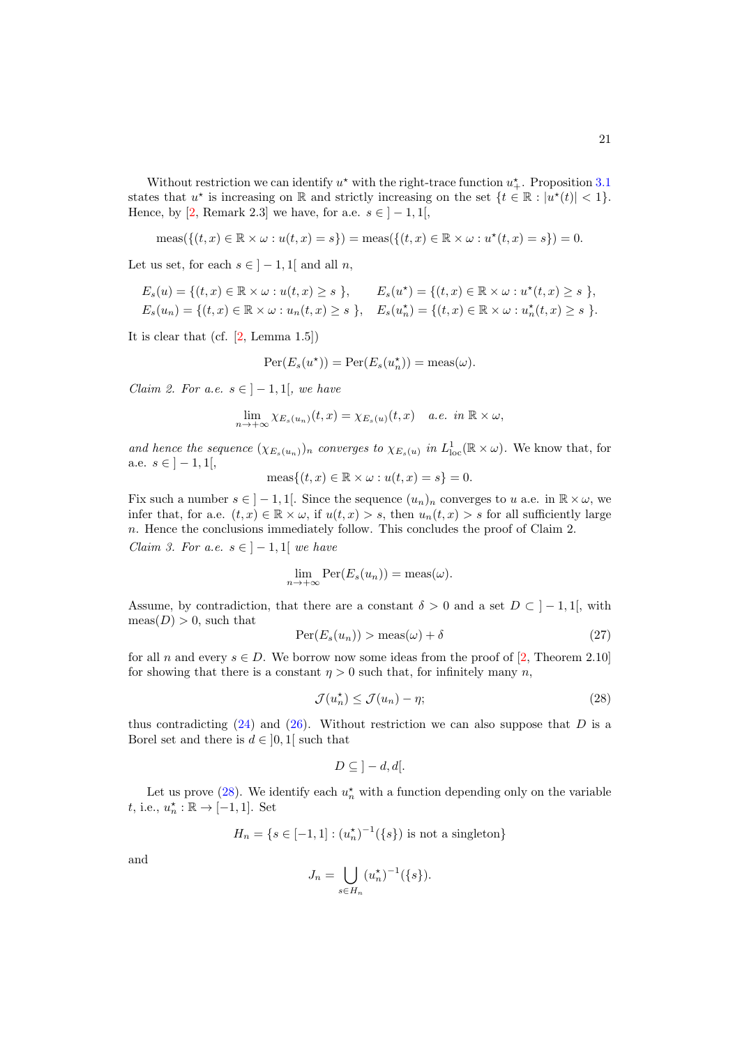Without restriction we can identify $u^\star$ with the right-trace function $u^\star_+$. Proposition 3.1 states that $u^\star$ is increasing on $\mathbb{R}$ and strictly increasing on the set $\{t \in \mathbb{R} : |u^\star(t)| < 1\}$. Hence, by [2, Remark 2.3] we have, for a.e. $s \in \,]-1, 1[$,

$$\operatorname{meas}(\{(t, x) \in \mathbb{R} \times \omega : u(t, x) = s\}) = \operatorname{meas}(\{(t, x) \in \mathbb{R} \times \omega : u^\star(t, x) = s\}) = 0.$$

Let us set, for each $s \in \,]-1, 1[$ and all $n$,

$$\begin{aligned}
E_s(u) &= \{(t, x) \in \mathbb{R} \times \omega : u(t, x) \geq s\}, \qquad E_s(u^\star) = \{(t, x) \in \mathbb{R} \times \omega : u^\star(t, x) \geq s\}, \\
E_s(u_n) &= \{(t, x) \in \mathbb{R} \times \omega : u_n(t, x) \geq s\}, \quad E_s(u_n^\star) = \{(t, x) \in \mathbb{R} \times \omega : u_n^\star(t, x) \geq s\}.
\end{aligned}$$

It is clear that (cf. [2, Lemma 1.5])

$$\operatorname{Per}(E_s(u^\star)) = \operatorname{Per}(E_s(u_n^\star)) = \operatorname{meas}(\omega).$$

*Claim 2. For a.e. $s \in \,]-1, 1[$, we have*

$$\lim_{n \to +\infty} \chi_{E_s(u_n)}(t, x) = \chi_{E_s(u)}(t, x) \quad \textit{a.e. in } \mathbb{R} \times \omega,$$

*and hence the sequence $(\chi_{E_s(u_n)})_n$ converges to $\chi_{E_s(u)}$ in $L^1_{\mathrm{loc}}(\mathbb{R} \times \omega)$.* We know that, for a.e. $s \in \,]-1, 1[$,

$$\operatorname{meas}\{(t, x) \in \mathbb{R} \times \omega : u(t, x) = s\} = 0.$$

Fix such a number $s \in \,]-1, 1[$. Since the sequence $(u_n)_n$ converges to $u$ a.e. in $\mathbb{R} \times \omega$, we infer that, for a.e. $(t, x) \in \mathbb{R} \times \omega$, if $u(t, x) > s$, then $u_n(t, x) > s$ for all sufficiently large $n$. Hence the conclusions immediately follow. This concludes the proof of Claim 2.

*Claim 3. For a.e. $s \in \,]-1, 1[$ we have*

$$\lim_{n \to +\infty} \operatorname{Per}(E_s(u_n)) = \operatorname{meas}(\omega).$$

Assume, by contradiction, that there are a constant $\delta > 0$ and a set $D \subset \,]-1, 1[$, with $\operatorname{meas}(D) > 0$, such that

$$\operatorname{Per}(E_s(u_n)) > \operatorname{meas}(\omega) + \delta \tag{27}$$

for all $n$ and every $s \in D$. We borrow now some ideas from the proof of [2, Theorem 2.10] for showing that there is a constant $\eta > 0$ such that, for infinitely many $n$,

$$\mathcal{J}(u_n^\star) \leq \mathcal{J}(u_n) - \eta; \tag{28}$$

thus contradicting (24) and (26). Without restriction we can also suppose that $D$ is a Borel set and there is $d \in \,]0, 1[$ such that

$$D \subseteq \,]-d, d[.$$

Let us prove (28). We identify each $u_n^\star$ with a function depending only on the variable $t$, i.e., $u_n^\star : \mathbb{R} \to [-1, 1]$. Set

$$H_n = \{s \in [-1, 1] : (u_n^\star)^{-1}(\{s\}) \text{ is not a singleton}\}$$

and

$$J_n = \bigcup_{s \in H_n} (u_n^\star)^{-1}(\{s\}).$$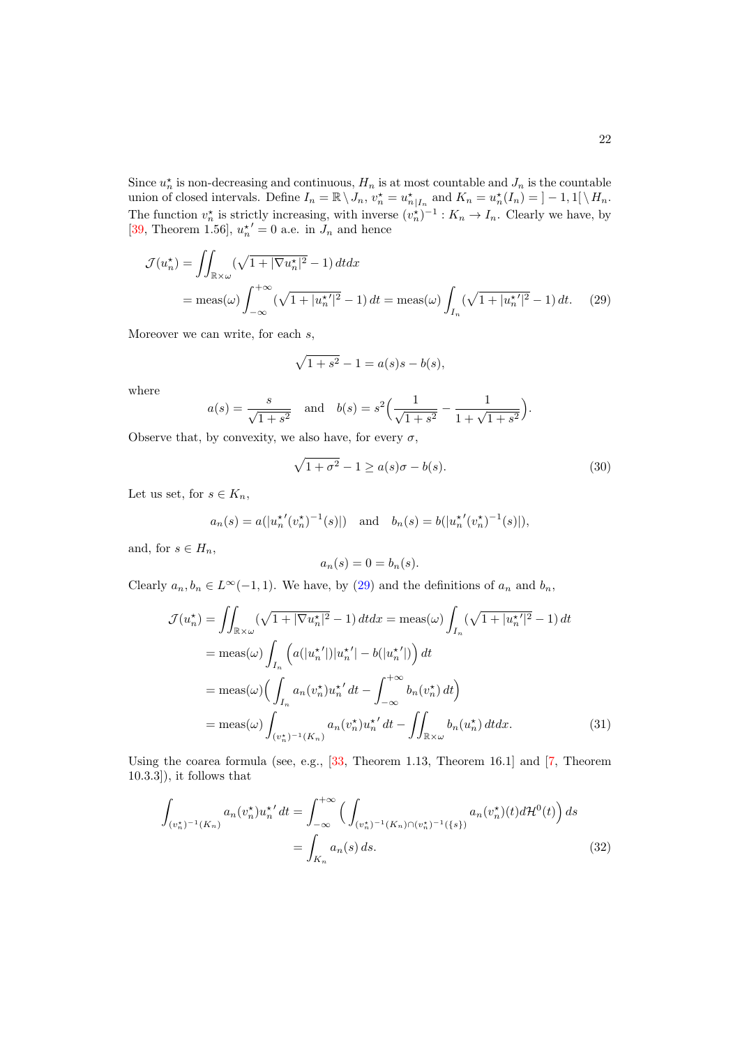Since $u_n^\star$ is non-decreasing and continuous, $H_n$ is at most countable and $J_n$ is the countable union of closed intervals. Define $I_n = \mathbb{R} \setminus J_n$, $v_n^\star = u^\star_{n|I_n}$ and $K_n = u_n^\star(I_n) = ]-1,1[ \setminus H_n$. The function $v_n^\star$ is strictly increasing, with inverse $(v_n^\star)^{-1} : K_n \to I_n$. Clearly we have, by [39, Theorem 1.56], $u_n^{\star\prime} = 0$ a.e. in $J_n$ and hence

$$
\begin{aligned}
\mathcal{J}(u_n^\star) &= \iint_{\mathbb{R}\times\omega} (\sqrt{1+|\nabla u_n^\star|^2} - 1)\, dtdx \\
&= \mathrm{meas}(\omega) \int_{-\infty}^{+\infty} (\sqrt{1+|u_n^{\star\prime}|^2} - 1)\, dt = \mathrm{meas}(\omega) \int_{I_n} (\sqrt{1+|u_n^{\star\prime}|^2} - 1)\, dt. \qquad (29)
\end{aligned}
$$

Moreover we can write, for each $s$,

$$
\sqrt{1+s^2} - 1 = a(s)s - b(s),
$$

where

$$
a(s) = \frac{s}{\sqrt{1+s^2}} \quad \text{and} \quad b(s) = s^2\Big(\frac{1}{\sqrt{1+s^2}} - \frac{1}{1+\sqrt{1+s^2}}\Big).
$$

Observe that, by convexity, we also have, for every $\sigma$,

$$
\sqrt{1+\sigma^2} - 1 \geq a(s)\sigma - b(s). \qquad (30)
$$

Let us set, for $s \in K_n$,

$$
a_n(s) = a(|u_n^{\star\prime}(v_n^\star)^{-1}(s)|) \quad \text{and} \quad b_n(s) = b(|u_n^{\star\prime}(v_n^\star)^{-1}(s)|),
$$

and, for $s \in H_n$,

$$
a_n(s) = 0 = b_n(s).
$$

Clearly $a_n, b_n \in L^\infty(-1,1)$. We have, by (29) and the definitions of $a_n$ and $b_n$,

$$
\begin{aligned}
\mathcal{J}(u_n^\star) &= \iint_{\mathbb{R}\times\omega} (\sqrt{1+|\nabla u_n^\star|^2} - 1)\, dtdx = \mathrm{meas}(\omega) \int_{I_n} (\sqrt{1+|u_n^{\star\prime}|^2} - 1)\, dt \\
&= \mathrm{meas}(\omega) \int_{I_n} \Big( a(|u_n^{\star\prime}|)|u_n^{\star\prime}| - b(|u_n^{\star\prime}|) \Big)\, dt \\
&= \mathrm{meas}(\omega) \Big( \int_{I_n} a_n(v_n^\star) u_n^{\star\prime}\, dt - \int_{-\infty}^{+\infty} b_n(v_n^\star)\, dt \Big) \\
&= \mathrm{meas}(\omega) \int_{(v_n^\star)^{-1}(K_n)} a_n(v_n^\star) u_n^{\star\prime}\, dt - \iint_{\mathbb{R}\times\omega} b_n(u_n^\star)\, dtdx. \qquad (31)
\end{aligned}
$$

Using the coarea formula (see, e.g., [33, Theorem 1.13, Theorem 16.1] and [7, Theorem 10.3.3]), it follows that

$$
\begin{aligned}
\int_{(v_n^\star)^{-1}(K_n)} a_n(v_n^\star) u_n^{\star\prime}\, dt &= \int_{-\infty}^{+\infty} \Big( \int_{(v_n^\star)^{-1}(K_n) \cap (v_n^\star)^{-1}(\{s\})} a_n(v_n^\star)(t) d\mathcal{H}^0(t) \Big)\, ds \\
&= \int_{K_n} a_n(s)\, ds. \qquad (32)
\end{aligned}
$$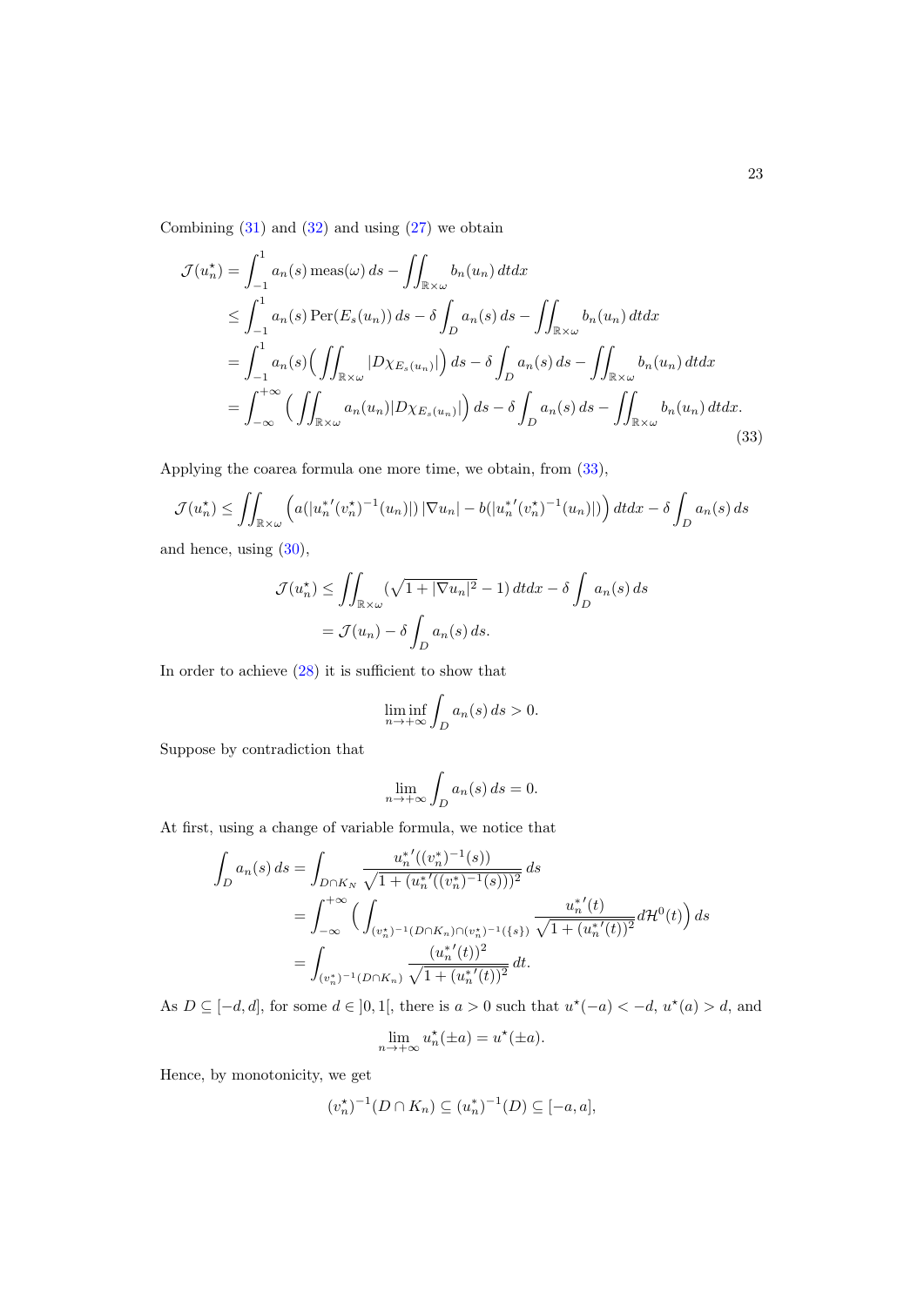Combining (31) and (32) and using (27) we obtain

$$
\begin{aligned}
\mathcal{J}(u_n^\star) &= \int_{-1}^{1} a_n(s)\,\mathrm{meas}(\omega)\,ds - \iint_{\mathbb{R}\times\omega} b_n(u_n)\,dtdx \\
&\le \int_{-1}^{1} a_n(s)\,\mathrm{Per}(E_s(u_n))\,ds - \delta\int_D a_n(s)\,ds - \iint_{\mathbb{R}\times\omega} b_n(u_n)\,dtdx \\
&= \int_{-1}^{1} a_n(s)\Big(\iint_{\mathbb{R}\times\omega} |D\chi_{E_s(u_n)}|\Big)\,ds - \delta\int_D a_n(s)\,ds - \iint_{\mathbb{R}\times\omega} b_n(u_n)\,dtdx \\
&= \int_{-\infty}^{+\infty}\Big(\iint_{\mathbb{R}\times\omega} a_n(u_n)|D\chi_{E_s(u_n)}|\Big)\,ds - \delta\int_D a_n(s)\,ds - \iint_{\mathbb{R}\times\omega} b_n(u_n)\,dtdx.
\end{aligned}
\tag{33}
$$

Applying the coarea formula one more time, we obtain, from (33),

$$
\mathcal{J}(u_n^\star) \le \iint_{\mathbb{R}\times\omega} \Big( a(|{u_n^*}'(v_n^\star)^{-1}(u_n)|)\,|\nabla u_n| - b(|{u_n^*}'(v_n^\star)^{-1}(u_n)|)\Big)\,dtdx - \delta\int_D a_n(s)\,ds
$$

and hence, using (30),

$$
\begin{aligned}
\mathcal{J}(u_n^\star) &\le \iint_{\mathbb{R}\times\omega} (\sqrt{1+|\nabla u_n|^2}-1)\,dtdx - \delta\int_D a_n(s)\,ds \\
&= \mathcal{J}(u_n) - \delta\int_D a_n(s)\,ds.
\end{aligned}
$$

In order to achieve (28) it is sufficient to show that

$$
\liminf_{n\to+\infty}\int_D a_n(s)\,ds > 0.
$$

Suppose by contradiction that

$$
\lim_{n\to+\infty}\int_D a_n(s)\,ds = 0.
$$

At first, using a change of variable formula, we notice that

$$
\begin{aligned}
\int_D a_n(s)\,ds &= \int_{D\cap K_N} \frac{{u_n^*}'((v_n^*)^{-1}(s))}{\sqrt{1+({u_n^*}'((v_n^*)^{-1}(s)))^2}}\,ds \\
&= \int_{-\infty}^{+\infty}\Big(\int_{(v_n^\star)^{-1}(D\cap K_n)\cap(v_n^\star)^{-1}(\{s\})} \frac{{u_n^*}'(t)}{\sqrt{1+({u_n^*}'(t))^2}}\,d\mathcal{H}^0(t)\Big)\,ds \\
&= \int_{(v_n^\star)^{-1}(D\cap K_n)} \frac{({u_n^*}'(t))^2}{\sqrt{1+({u_n^*}'(t))^2}}\,dt.
\end{aligned}
$$

As $D\subseteq[-d,d]$, for some $d\in\,]0,1[$, there is $a>0$ such that $u^\star(-a)<-d$, $u^\star(a)>d$, and

$$
\lim_{n\to+\infty} u_n^\star(\pm a) = u^\star(\pm a).
$$

Hence, by monotonicity, we get

$$
(v_n^\star)^{-1}(D\cap K_n) \subseteq (u_n^*)^{-1}(D) \subseteq [-a,a],
$$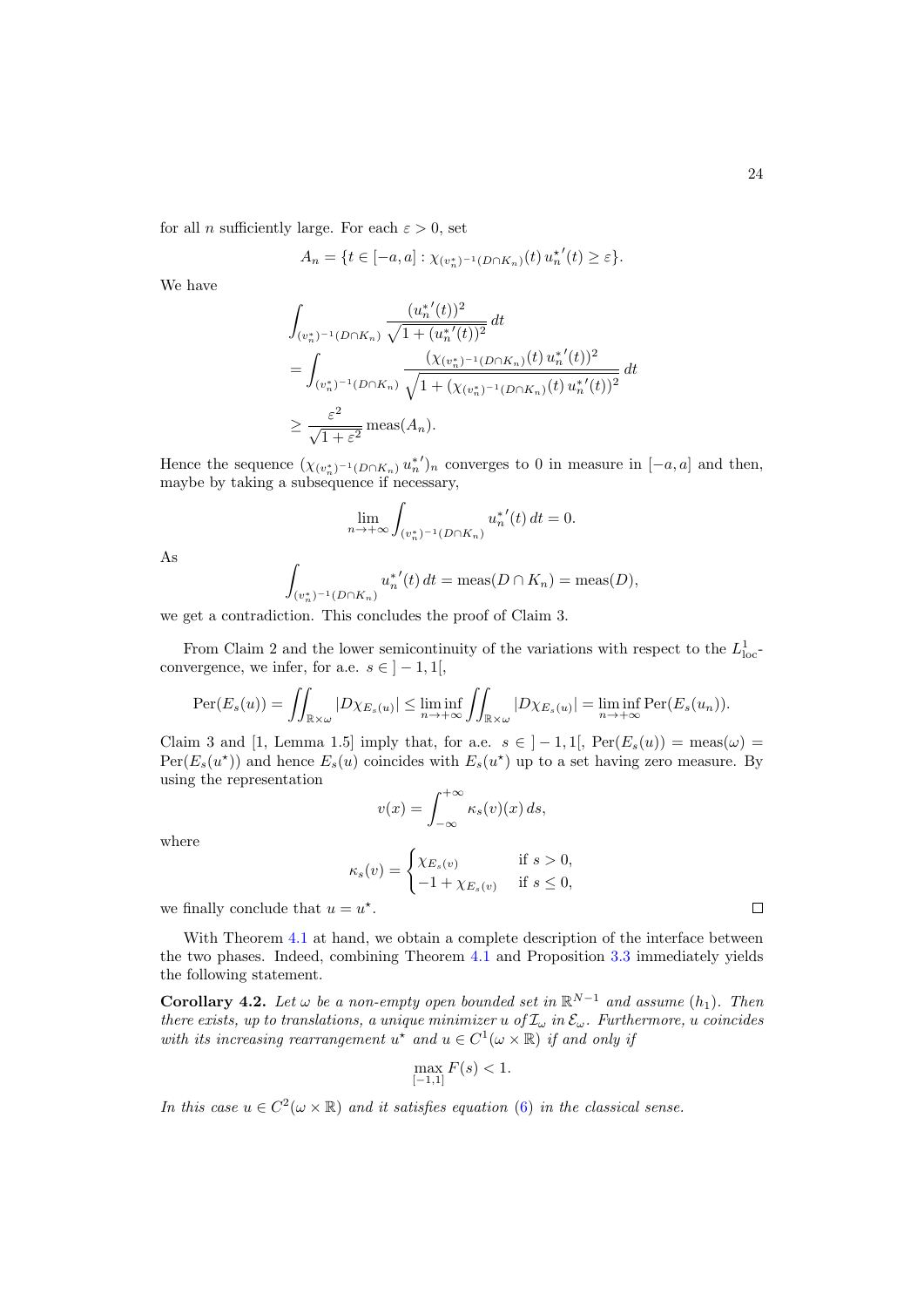for all $n$ sufficiently large. For each $\varepsilon > 0$, set

$$A_n = \{t \in [-a, a] : \chi_{(v_n^*)^{-1}(D\cap K_n)}(t)\, {u_n^\star}'(t) \geq \varepsilon\}.$$

We have

$$\begin{aligned}
&\int_{(v_n^*)^{-1}(D\cap K_n)} \frac{({u_n^*}'(t))^2}{\sqrt{1+({u_n^*}'(t))^2}}\, dt \\
&= \int_{(v_n^*)^{-1}(D\cap K_n)} \frac{(\chi_{(v_n^*)^{-1}(D\cap K_n)}(t)\, {u_n^*}'(t))^2}{\sqrt{1+(\chi_{(v_n^*)^{-1}(D\cap K_n)}(t)\, {u_n^*}'(t))^2}}\, dt \\
&\geq \frac{\varepsilon^2}{\sqrt{1+\varepsilon^2}}\, \mathrm{meas}(A_n).
\end{aligned}$$

Hence the sequence $(\chi_{(v_n^*)^{-1}(D\cap K_n)}\, {u_n^*}')_n$ converges to 0 in measure in $[-a, a]$ and then, maybe by taking a subsequence if necessary,

$$\lim_{n\to+\infty} \int_{(v_n^*)^{-1}(D\cap K_n)} {u_n^*}'(t)\, dt = 0.$$

As

$$\int_{(v_n^*)^{-1}(D\cap K_n)} {u_n^*}'(t)\, dt = \mathrm{meas}(D\cap K_n) = \mathrm{meas}(D),$$

we get a contradiction. This concludes the proof of Claim 3.

From Claim 2 and the lower semicontinuity of the variations with respect to the $L^1_{\mathrm{loc}}$-convergence, we infer, for a.e. $s \in\, ]-1, 1[$,

$$\mathrm{Per}(E_s(u)) = \iint_{\mathbb{R}\times\omega} |D\chi_{E_s(u)}| \leq \liminf_{n\to+\infty} \iint_{\mathbb{R}\times\omega} |D\chi_{E_s(u)}| = \liminf_{n\to+\infty} \mathrm{Per}(E_s(u_n)).$$

Claim 3 and [1, Lemma 1.5] imply that, for a.e. $s \in\, ]-1, 1[$, $\mathrm{Per}(E_s(u)) = \mathrm{meas}(\omega) = \mathrm{Per}(E_s(u^\star))$ and hence $E_s(u)$ coincides with $E_s(u^\star)$ up to a set having zero measure. By using the representation

$$v(x) = \int_{-\infty}^{+\infty} \kappa_s(v)(x)\, ds,$$

where

$$\kappa_s(v) = \begin{cases} \chi_{E_s(v)} & \text{if } s > 0, \\ -1 + \chi_{E_s(v)} & \text{if } s \leq 0, \end{cases}$$

we finally conclude that $u = u^\star$. $\square$

With Theorem 4.1 at hand, we obtain a complete description of the interface between the two phases. Indeed, combining Theorem 4.1 and Proposition 3.3 immediately yields the following statement.

**Corollary 4.2.** *Let $\omega$ be a non-empty open bounded set in $\mathbb{R}^{N-1}$ and assume $(h_1)$. Then there exists, up to translations, a unique minimizer $u$ of $\mathcal{I}_\omega$ in $\mathcal{E}_\omega$. Furthermore, $u$ coincides with its increasing rearrangement $u^\star$ and $u \in C^1(\omega\times\mathbb{R})$ if and only if*

$$\max_{[-1,1]} F(s) < 1.$$

*In this case $u \in C^2(\omega\times\mathbb{R})$ and it satisfies equation (6) in the classical sense.*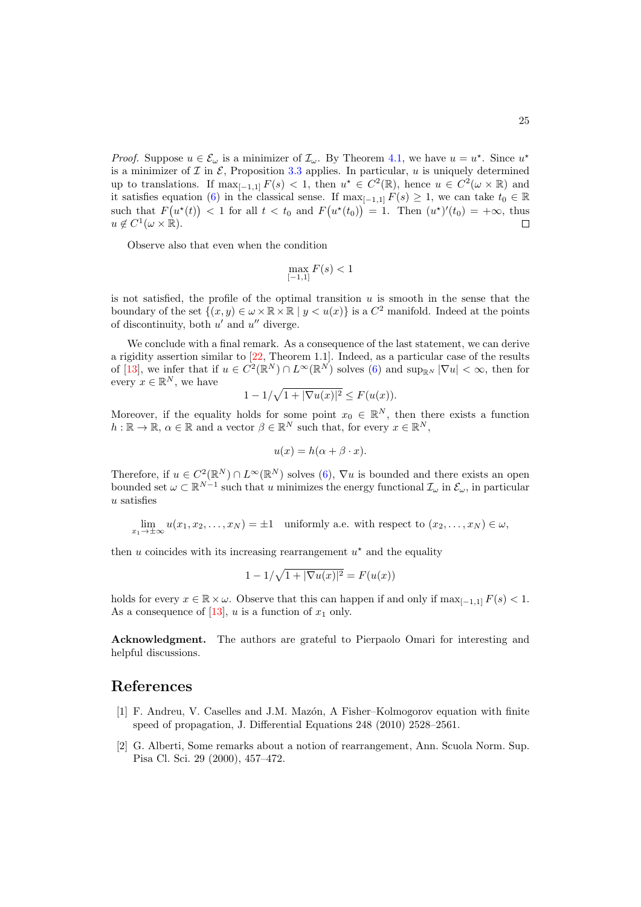*Proof.* Suppose $u \in \mathcal{E}_\omega$ is a minimizer of $\mathcal{I}_\omega$. By Theorem 4.1, we have $u = u^\star$. Since $u^\star$ is a minimizer of $\mathcal{I}$ in $\mathcal{E}$, Proposition 3.3 applies. In particular, $u$ is uniquely determined up to translations. If $\max_{[-1,1]} F(s) < 1$, then $u^\star \in C^2(\mathbb{R})$, hence $u \in C^2(\omega \times \mathbb{R})$ and it satisfies equation (6) in the classical sense. If $\max_{[-1,1]} F(s) \geq 1$, we can take $t_0 \in \mathbb{R}$ such that $F\big(u^\star(t)\big) < 1$ for all $t < t_0$ and $F\big(u^\star(t_0)\big) = 1$. Then $(u^\star)'(t_0) = +\infty$, thus $u \notin C^1(\omega \times \mathbb{R})$. $\square$

Observe also that even when the condition

$$\max_{[-1,1]} F(s) < 1$$

is not satisfied, the profile of the optimal transition $u$ is smooth in the sense that the boundary of the set $\{(x, y) \in \omega \times \mathbb{R} \times \mathbb{R} \mid y < u(x)\}$ is a $C^2$ manifold. Indeed at the points of discontinuity, both $u'$ and $u''$ diverge.

We conclude with a final remark. As a consequence of the last statement, we can derive a rigidity assertion similar to [22, Theorem 1.1]. Indeed, as a particular case of the results of [13], we infer that if $u \in C^2(\mathbb{R}^N) \cap L^\infty(\mathbb{R}^N)$ solves (6) and $\sup_{\mathbb{R}^N} |\nabla u| < \infty$, then for every $x \in \mathbb{R}^N$, we have

$$1 - 1/\sqrt{1 + |\nabla u(x)|^2} \leq F(u(x)).$$

Moreover, if the equality holds for some point $x_0 \in \mathbb{R}^N$, then there exists a function $h : \mathbb{R} \to \mathbb{R}$, $\alpha \in \mathbb{R}$ and a vector $\beta \in \mathbb{R}^N$ such that, for every $x \in \mathbb{R}^N$,

$$u(x) = h(\alpha + \beta \cdot x).$$

Therefore, if $u \in C^2(\mathbb{R}^N) \cap L^\infty(\mathbb{R}^N)$ solves (6), $\nabla u$ is bounded and there exists an open bounded set $\omega \subset \mathbb{R}^{N-1}$ such that $u$ minimizes the energy functional $\mathcal{I}_\omega$ in $\mathcal{E}_\omega$, in particular $u$ satisfies

$$\lim_{x_1 \to \pm\infty} u(x_1, x_2, \ldots, x_N) = \pm 1 \quad \text{uniformly a.e. with respect to } (x_2, \ldots, x_N) \in \omega,$$

then $u$ coincides with its increasing rearrangement $u^\star$ and the equality

$$1 - 1/\sqrt{1 + |\nabla u(x)|^2} = F(u(x))$$

holds for every $x \in \mathbb{R} \times \omega$. Observe that this can happen if and only if $\max_{[-1,1]} F(s) < 1$. As a consequence of [13], $u$ is a function of $x_1$ only.

**Acknowledgment.** The authors are grateful to Pierpaolo Omari for interesting and helpful discussions.

# References

[1] F. Andreu, V. Caselles and J.M. Mazón, A Fisher–Kolmogorov equation with finite speed of propagation, J. Differential Equations 248 (2010) 2528–2561.

[2] G. Alberti, Some remarks about a notion of rearrangement, Ann. Scuola Norm. Sup. Pisa Cl. Sci. 29 (2000), 457–472.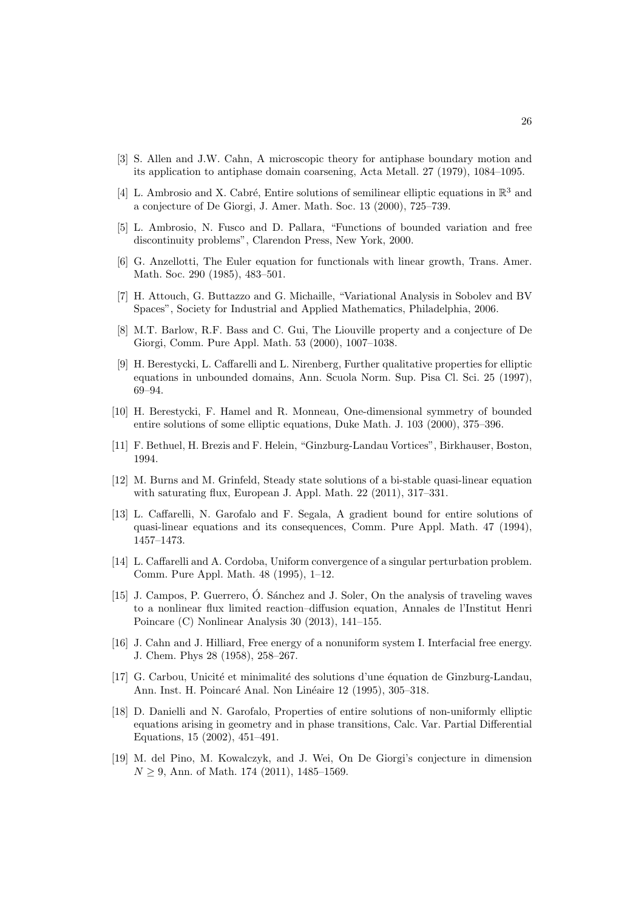[3] S. Allen and J.W. Cahn, A microscopic theory for antiphase boundary motion and its application to antiphase domain coarsening, Acta Metall. 27 (1979), 1084–1095.

[4] L. Ambrosio and X. Cabré, Entire solutions of semilinear elliptic equations in $\mathbb{R}^3$ and a conjecture of De Giorgi, J. Amer. Math. Soc. 13 (2000), 725–739.

[5] L. Ambrosio, N. Fusco and D. Pallara, "Functions of bounded variation and free discontinuity problems", Clarendon Press, New York, 2000.

[6] G. Anzellotti, The Euler equation for functionals with linear growth, Trans. Amer. Math. Soc. 290 (1985), 483–501.

[7] H. Attouch, G. Buttazzo and G. Michaille, "Variational Analysis in Sobolev and BV Spaces", Society for Industrial and Applied Mathematics, Philadelphia, 2006.

[8] M.T. Barlow, R.F. Bass and C. Gui, The Liouville property and a conjecture of De Giorgi, Comm. Pure Appl. Math. 53 (2000), 1007–1038.

[9] H. Berestycki, L. Caffarelli and L. Nirenberg, Further qualitative properties for elliptic equations in unbounded domains, Ann. Scuola Norm. Sup. Pisa Cl. Sci. 25 (1997), 69–94.

[10] H. Berestycki, F. Hamel and R. Monneau, One-dimensional symmetry of bounded entire solutions of some elliptic equations, Duke Math. J. 103 (2000), 375–396.

[11] F. Bethuel, H. Brezis and F. Helein, "Ginzburg-Landau Vortices", Birkhauser, Boston, 1994.

[12] M. Burns and M. Grinfeld, Steady state solutions of a bi-stable quasi-linear equation with saturating flux, European J. Appl. Math. 22 (2011), 317–331.

[13] L. Caffarelli, N. Garofalo and F. Segala, A gradient bound for entire solutions of quasi-linear equations and its consequences, Comm. Pure Appl. Math. 47 (1994), 1457–1473.

[14] L. Caffarelli and A. Cordoba, Uniform convergence of a singular perturbation problem. Comm. Pure Appl. Math. 48 (1995), 1–12.

[15] J. Campos, P. Guerrero, Ó. Sánchez and J. Soler, On the analysis of traveling waves to a nonlinear flux limited reaction–diffusion equation, Annales de l'Institut Henri Poincare (C) Nonlinear Analysis 30 (2013), 141–155.

[16] J. Cahn and J. Hilliard, Free energy of a nonuniform system I. Interfacial free energy. J. Chem. Phys 28 (1958), 258–267.

[17] G. Carbou, Unicité et minimalité des solutions d'une équation de Ginzburg-Landau, Ann. Inst. H. Poincaré Anal. Non Linéaire 12 (1995), 305–318.

[18] D. Danielli and N. Garofalo, Properties of entire solutions of non-uniformly elliptic equations arising in geometry and in phase transitions, Calc. Var. Partial Differential Equations, 15 (2002), 451–491.

[19] M. del Pino, M. Kowalczyk, and J. Wei, On De Giorgi's conjecture in dimension $N \geq 9$, Ann. of Math. 174 (2011), 1485–1569.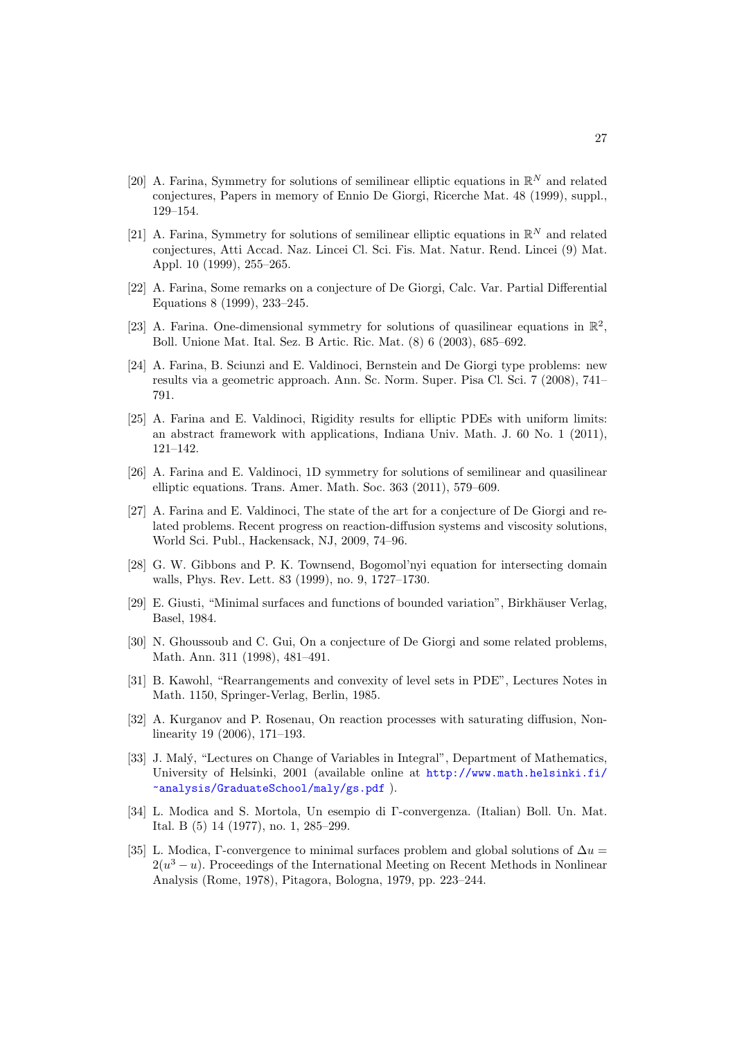[20] A. Farina, Symmetry for solutions of semilinear elliptic equations in $\mathbb{R}^N$ and related conjectures, Papers in memory of Ennio De Giorgi, Ricerche Mat. 48 (1999), suppl., 129–154.

[21] A. Farina, Symmetry for solutions of semilinear elliptic equations in $\mathbb{R}^N$ and related conjectures, Atti Accad. Naz. Lincei Cl. Sci. Fis. Mat. Natur. Rend. Lincei (9) Mat. Appl. 10 (1999), 255–265.

[22] A. Farina, Some remarks on a conjecture of De Giorgi, Calc. Var. Partial Differential Equations 8 (1999), 233–245.

[23] A. Farina. One-dimensional symmetry for solutions of quasilinear equations in $\mathbb{R}^2$, Boll. Unione Mat. Ital. Sez. B Artic. Ric. Mat. (8) 6 (2003), 685–692.

[24] A. Farina, B. Sciunzi and E. Valdinoci, Bernstein and De Giorgi type problems: new results via a geometric approach. Ann. Sc. Norm. Super. Pisa Cl. Sci. 7 (2008), 741–791.

[25] A. Farina and E. Valdinoci, Rigidity results for elliptic PDEs with uniform limits: an abstract framework with applications, Indiana Univ. Math. J. 60 No. 1 (2011), 121–142.

[26] A. Farina and E. Valdinoci, 1D symmetry for solutions of semilinear and quasilinear elliptic equations. Trans. Amer. Math. Soc. 363 (2011), 579–609.

[27] A. Farina and E. Valdinoci, The state of the art for a conjecture of De Giorgi and related problems. Recent progress on reaction-diffusion systems and viscosity solutions, World Sci. Publ., Hackensack, NJ, 2009, 74–96.

[28] G. W. Gibbons and P. K. Townsend, Bogomol'nyi equation for intersecting domain walls, Phys. Rev. Lett. 83 (1999), no. 9, 1727–1730.

[29] E. Giusti, "Minimal surfaces and functions of bounded variation", Birkhäuser Verlag, Basel, 1984.

[30] N. Ghoussoub and C. Gui, On a conjecture of De Giorgi and some related problems, Math. Ann. 311 (1998), 481–491.

[31] B. Kawohl, "Rearrangements and convexity of level sets in PDE", Lectures Notes in Math. 1150, Springer-Verlag, Berlin, 1985.

[32] A. Kurganov and P. Rosenau, On reaction processes with saturating diffusion, Nonlinearity 19 (2006), 171–193.

[33] J. Malý, "Lectures on Change of Variables in Integral", Department of Mathematics, University of Helsinki, 2001 (available online at http://www.math.helsinki.fi/~analysis/GraduateSchool/maly/gs.pdf ).

[34] L. Modica and S. Mortola, Un esempio di Γ-convergenza. (Italian) Boll. Un. Mat. Ital. B (5) 14 (1977), no. 1, 285–299.

[35] L. Modica, Γ-convergence to minimal surfaces problem and global solutions of $\Delta u = 2(u^3 - u)$. Proceedings of the International Meeting on Recent Methods in Nonlinear Analysis (Rome, 1978), Pitagora, Bologna, 1979, pp. 223–244.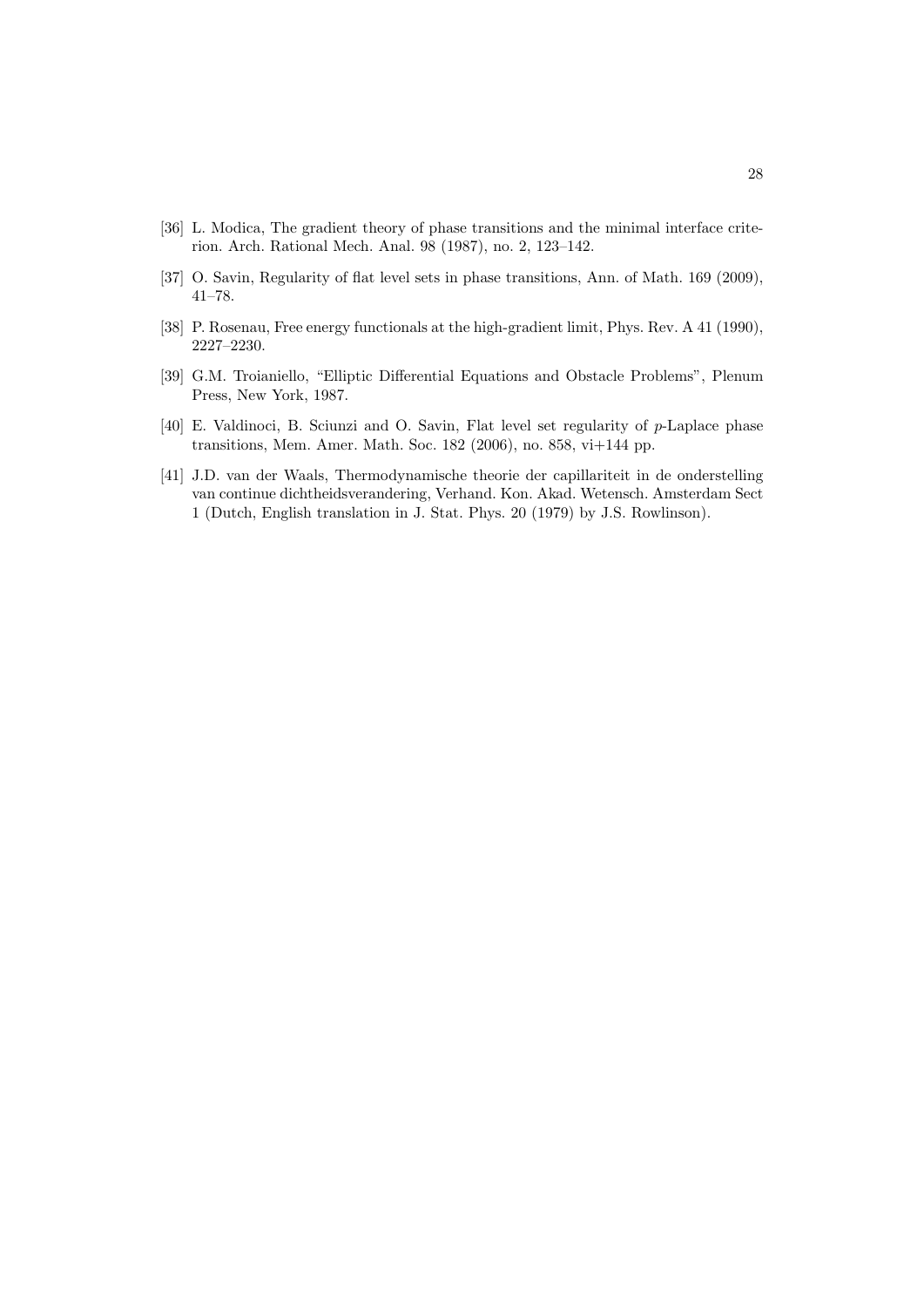[36] L. Modica, The gradient theory of phase transitions and the minimal interface criterion. Arch. Rational Mech. Anal. 98 (1987), no. 2, 123–142.

[37] O. Savin, Regularity of flat level sets in phase transitions, Ann. of Math. 169 (2009), 41–78.

[38] P. Rosenau, Free energy functionals at the high-gradient limit, Phys. Rev. A 41 (1990), 2227–2230.

[39] G.M. Troianiello, "Elliptic Differential Equations and Obstacle Problems", Plenum Press, New York, 1987.

[40] E. Valdinoci, B. Sciunzi and O. Savin, Flat level set regularity of $p$-Laplace phase transitions, Mem. Amer. Math. Soc. 182 (2006), no. 858, vi+144 pp.

[41] J.D. van der Waals, Thermodynamische theorie der capillariteit in de onderstelling van continue dichtheidsverandering, Verhand. Kon. Akad. Wetensch. Amsterdam Sect 1 (Dutch, English translation in J. Stat. Phys. 20 (1979) by J.S. Rowlinson).